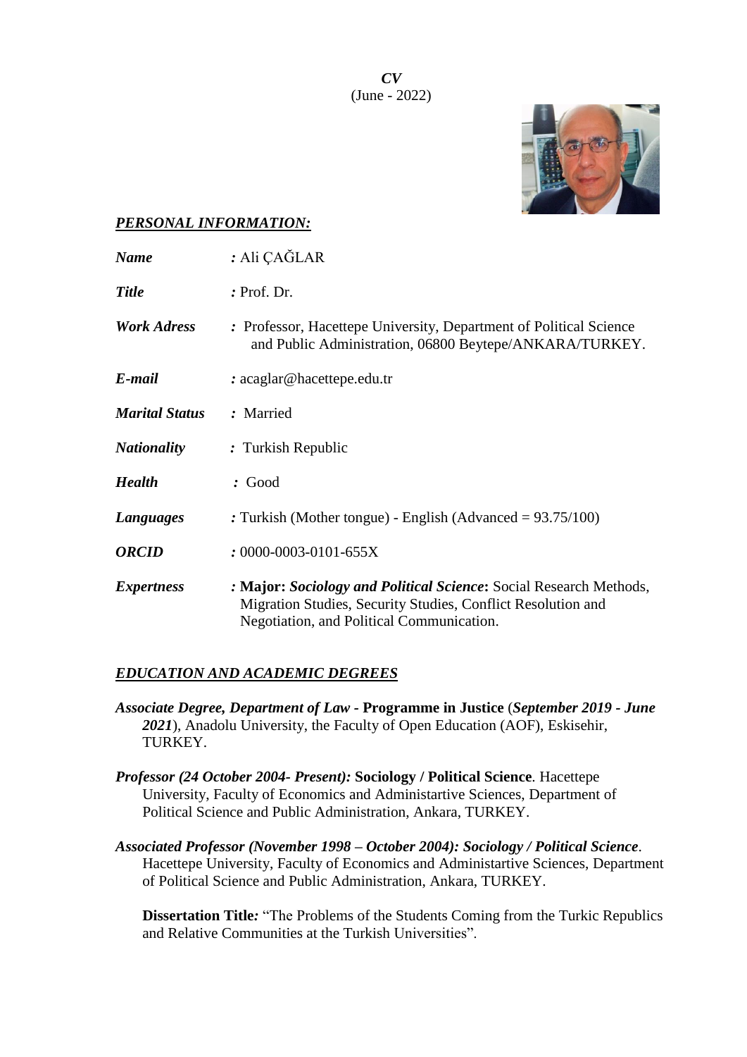***CV***
(June - 2022)

***PERSONAL INFORMATION:***

***Name*** *:* Ali ÇAĞLAR

***Title*** *:* Prof. Dr.

***Work Adress*** *:* Professor, Hacettepe University, Department of Political Science and Public Administration, 06800 Beytepe/ANKARA/TURKEY.

***E-mail*** *:* acaglar@hacettepe.edu.tr

***Marital Status*** *:* Married

***Nationality*** *:* Turkish Republic

***Health*** *:* Good

***Languages*** *:* Turkish (Mother tongue) - English (Advanced = 93.75/100)

***ORCID*** *:* 0000-0003-0101-655X

***Expertness*** *:* **Major:** ***Sociology and Political Science*:** Social Research Methods, Migration Studies, Security Studies, Conflict Resolution and Negotiation, and Political Communication.

***EDUCATION AND ACADEMIC DEGREES***

***Associate Degree, Department of Law*** - **Programme in Justice** (***September 2019 - June 2021***), Anadolu University, the Faculty of Open Education (AOF), Eskisehir, TURKEY.

***Professor (24 October 2004- Present):*** **Sociology / Political Science***.* Hacettepe University, Faculty of Economics and Administartive Sciences, Department of Political Science and Public Administration, Ankara, TURKEY.

***Associated Professor (November 1998 – October 2004): Sociology / Political Science***. Hacettepe University, Faculty of Economics and Administartive Sciences, Department of Political Science and Public Administration, Ankara, TURKEY.

**Dissertation Title***:* "The Problems of the Students Coming from the Turkic Republics and Relative Communities at the Turkish Universities".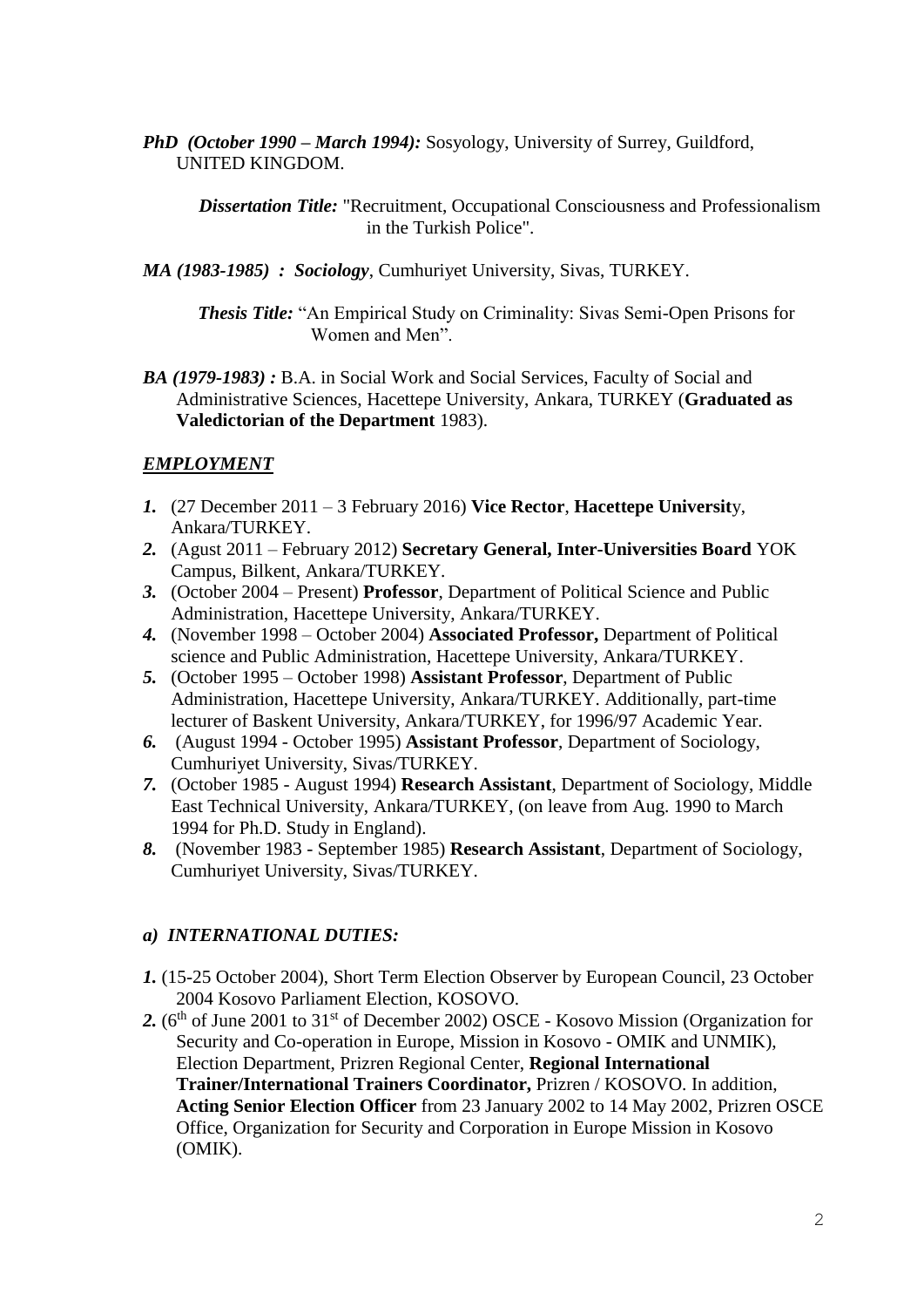***PhD (October 1990 – March 1994):*** Sosyology, University of Surrey, Guildford, UNITED KINGDOM.

> ***Dissertation Title:*** "Recruitment, Occupational Consciousness and Professionalism in the Turkish Police".

***MA (1983-1985) : Sociology***, Cumhuriyet University, Sivas, TURKEY.

> ***Thesis Title:*** "An Empirical Study on Criminality: Sivas Semi-Open Prisons for Women and Men".

***BA (1979-1983) :*** B.A. in Social Work and Social Services, Faculty of Social and Administrative Sciences, Hacettepe University, Ankara, TURKEY (**Graduated as Valedictorian of the Department** 1983).

## ***EMPLOYMENT***

1. (27 December 2011 – 3 February 2016) **Vice Rector**, **Hacettepe Universit**y, Ankara/TURKEY.
2. (Agust 2011 – February 2012) **Secretary General, Inter-Universities Board** YOK Campus, Bilkent, Ankara/TURKEY.
3. (October 2004 – Present) **Professor**, Department of Political Science and Public Administration, Hacettepe University, Ankara/TURKEY.
4. (November 1998 – October 2004) **Associated Professor,** Department of Political science and Public Administration, Hacettepe University, Ankara/TURKEY.
5. (October 1995 – October 1998) **Assistant Professor**, Department of Public Administration, Hacettepe University, Ankara/TURKEY. Additionally, part-time lecturer of Baskent University, Ankara/TURKEY, for 1996/97 Academic Year.
6. (August 1994 - October 1995) **Assistant Professor**, Department of Sociology, Cumhuriyet University, Sivas/TURKEY.
7. (October 1985 - August 1994) **Research Assistant**, Department of Sociology, Middle East Technical University, Ankara/TURKEY, (on leave from Aug. 1990 to March 1994 for Ph.D. Study in England).
8. (November 1983 - September 1985) **Research Assistant**, Department of Sociology, Cumhuriyet University, Sivas/TURKEY.

### *a) INTERNATIONAL DUTIES:*

1. (15-25 October 2004), Short Term Election Observer by European Council, 23 October 2004 Kosovo Parliament Election, KOSOVO.
2. (6th of June 2001 to 31st of December 2002) OSCE - Kosovo Mission (Organization for Security and Co-operation in Europe, Mission in Kosovo - OMIK and UNMIK), Election Department, Prizren Regional Center, **Regional International Trainer/International Trainers Coordinator,** Prizren / KOSOVO. In addition, **Acting Senior Election Officer** from 23 January 2002 to 14 May 2002, Prizren OSCE Office, Organization for Security and Corporation in Europe Mission in Kosovo (OMIK).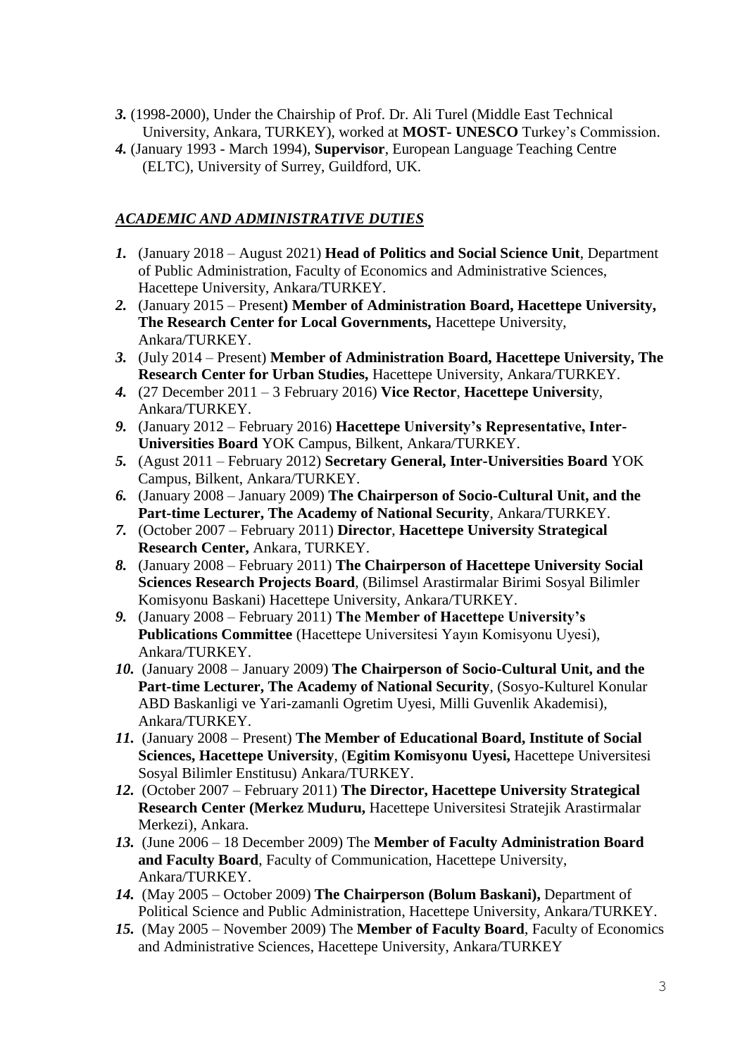*3.* (1998-2000), Under the Chairship of Prof. Dr. Ali Turel (Middle East Technical University, Ankara, TURKEY), worked at **MOST- UNESCO** Turkey's Commission.

*4.* (January 1993 - March 1994), **Supervisor**, European Language Teaching Centre (ELTC), University of Surrey, Guildford, UK.

## *ACADEMIC AND ADMINISTRATIVE DUTIES*

*1.* (January 2018 – August 2021) **Head of Politics and Social Science Unit**, Department of Public Administration, Faculty of Economics and Administrative Sciences, Hacettepe University, Ankara/TURKEY.

*2.* (January 2015 – Present**) Member of Administration Board, Hacettepe University, The Research Center for Local Governments,** Hacettepe University, Ankara/TURKEY.

*3.* (July 2014 – Present) **Member of Administration Board, Hacettepe University, The Research Center for Urban Studies,** Hacettepe University, Ankara/TURKEY.

*4.* (27 December 2011 – 3 February 2016) **Vice Rector**, **Hacettepe Universit**y, Ankara/TURKEY.

*9.* (January 2012 – February 2016) **Hacettepe University's Representative, Inter-Universities Board** YOK Campus, Bilkent, Ankara/TURKEY.

*5.* (Agust 2011 – February 2012) **Secretary General, Inter-Universities Board** YOK Campus, Bilkent, Ankara/TURKEY.

*6.* (January 2008 – January 2009) **The Chairperson of Socio-Cultural Unit, and the Part-time Lecturer, The Academy of National Security**, Ankara/TURKEY.

*7.* (October 2007 – February 2011) **Director**, **Hacettepe University Strategical Research Center,** Ankara, TURKEY.

*8.* (January 2008 – February 2011) **The Chairperson of Hacettepe University Social Sciences Research Projects Board**, (Bilimsel Arastirmalar Birimi Sosyal Bilimler Komisyonu Baskani) Hacettepe University, Ankara/TURKEY.

*9.* (January 2008 – February 2011) **The Member of Hacettepe University's Publications Committee** (Hacettepe Universitesi Yayın Komisyonu Uyesi), Ankara/TURKEY.

*10.* (January 2008 – January 2009) **The Chairperson of Socio-Cultural Unit, and the Part-time Lecturer, The Academy of National Security**, (Sosyo-Kulturel Konular ABD Baskanligi ve Yari-zamanli Ogretim Uyesi, Milli Guvenlik Akademisi), Ankara/TURKEY.

*11.* (January 2008 – Present) **The Member of Educational Board, Institute of Social Sciences, Hacettepe University**, (**Egitim Komisyonu Uyesi,** Hacettepe Universitesi Sosyal Bilimler Enstitusu) Ankara/TURKEY.

*12.* (October 2007 – February 2011) **The Director, Hacettepe University Strategical Research Center (Merkez Muduru,** Hacettepe Universitesi Stratejik Arastirmalar Merkezi), Ankara.

*13.* (June 2006 – 18 December 2009) The **Member of Faculty Administration Board and Faculty Board**, Faculty of Communication, Hacettepe University, Ankara/TURKEY.

*14.* (May 2005 – October 2009) **The Chairperson (Bolum Baskani),** Department of Political Science and Public Administration, Hacettepe University, Ankara/TURKEY.

*15.* (May 2005 – November 2009) The **Member of Faculty Board**, Faculty of Economics and Administrative Sciences, Hacettepe University, Ankara/TURKEY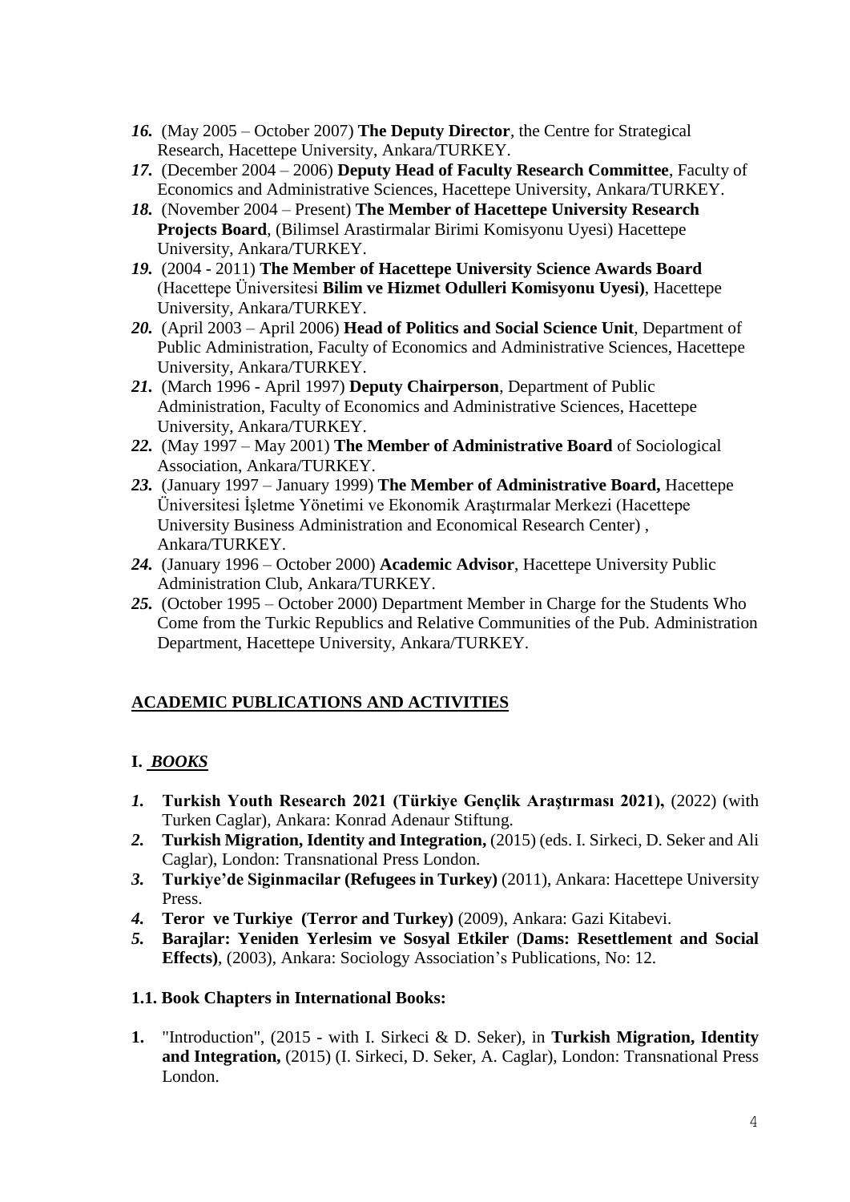*16.* (May 2005 – October 2007) **The Deputy Director**, the Centre for Strategical Research, Hacettepe University, Ankara/TURKEY.

*17.* (December 2004 – 2006) **Deputy Head of Faculty Research Committee**, Faculty of Economics and Administrative Sciences, Hacettepe University, Ankara/TURKEY.

*18.* (November 2004 – Present) **The Member of Hacettepe University Research Projects Board**, (Bilimsel Arastirmalar Birimi Komisyonu Uyesi) Hacettepe University, Ankara/TURKEY.

*19.* (2004 - 2011) **The Member of Hacettepe University Science Awards Board** (Hacettepe Üniversitesi **Bilim ve Hizmet Odulleri Komisyonu Uyesi)**, Hacettepe University, Ankara/TURKEY.

*20.* (April 2003 – April 2006) **Head of Politics and Social Science Unit**, Department of Public Administration, Faculty of Economics and Administrative Sciences, Hacettepe University, Ankara/TURKEY.

*21.* (March 1996 - April 1997) **Deputy Chairperson**, Department of Public Administration, Faculty of Economics and Administrative Sciences, Hacettepe University, Ankara/TURKEY.

*22.* (May 1997 – May 2001) **The Member of Administrative Board** of Sociological Association, Ankara/TURKEY.

*23.* (January 1997 – January 1999) **The Member of Administrative Board,** Hacettepe Üniversitesi İşletme Yönetimi ve Ekonomik Araştırmalar Merkezi (Hacettepe University Business Administration and Economical Research Center) , Ankara/TURKEY.

*24.* (January 1996 – October 2000) **Academic Advisor**, Hacettepe University Public Administration Club, Ankara/TURKEY.

*25.* (October 1995 – October 2000) Department Member in Charge for the Students Who Come from the Turkic Republics and Relative Communities of the Pub. Administration Department, Hacettepe University, Ankara/TURKEY.

## ACADEMIC PUBLICATIONS AND ACTIVITIES

### I. *BOOKS*

*1.* **Turkish Youth Research 2021 (Türkiye Gençlik Araştırması 2021),** (2022) (with Turken Caglar), Ankara: Konrad Adenaur Stiftung.

*2.* **Turkish Migration, Identity and Integration,** (2015) (eds. I. Sirkeci, D. Seker and Ali Caglar), London: Transnational Press London.

*3.* **Turkiye'de Siginmacilar (Refugees in Turkey)** (2011), Ankara: Hacettepe University Press.

*4.* **Teror ve Turkiye (Terror and Turkey)** (2009), Ankara: Gazi Kitabevi.

*5.* **Barajlar: Yeniden Yerlesim ve Sosyal Etkiler** (**Dams: Resettlement and Social Effects)**, (2003), Ankara: Sociology Association's Publications, No: 12.

#### 1.1. Book Chapters in International Books:

**1.** "Introduction", (2015 - with I. Sirkeci & D. Seker), in **Turkish Migration, Identity and Integration,** (2015) (I. Sirkeci, D. Seker, A. Caglar), London: Transnational Press London.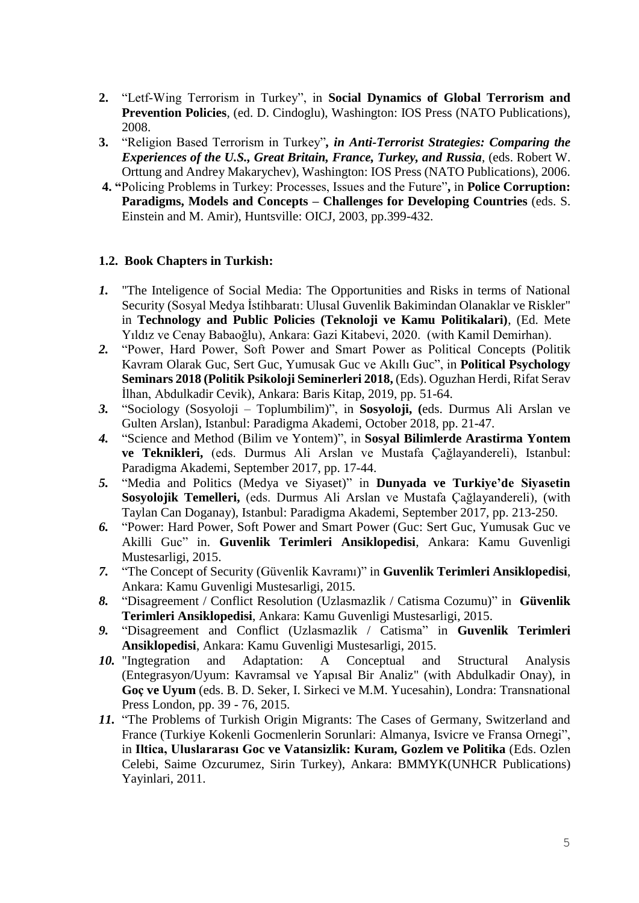2. "Letf-Wing Terrorism in Turkey", in **Social Dynamics of Global Terrorism and Prevention Policies**, (ed. D. Cindoglu), Washington: IOS Press (NATO Publications), 2008.
3. "Religion Based Terrorism in Turkey"***, in Anti-Terrorist Strategies: Comparing the Experiences of the U.S., Great Britain, France, Turkey, and Russia***, (eds. Robert W. Orttung and Andrey Makarychev), Washington: IOS Press (NATO Publications), 2006.
4. **"**Policing Problems in Turkey: Processes, Issues and the Future"**,** in **Police Corruption: Paradigms, Models and Concepts – Challenges for Developing Countries** (eds. S. Einstein and M. Amir), Huntsville: OICJ, 2003, pp.399-432.

### 1.2. Book Chapters in Turkish:

1. "The Inteligence of Social Media: The Opportunities and Risks in terms of National Security (Sosyal Medya İstihbaratı: Ulusal Guvenlik Bakimindan Olanaklar ve Riskler" in **Technology and Public Policies (Teknoloji ve Kamu Politikalari)**, (Ed. Mete Yıldız ve Cenay Babaoğlu), Ankara: Gazi Kitabevi, 2020. (with Kamil Demirhan).
2. "Power, Hard Power, Soft Power and Smart Power as Political Concepts (Politik Kavram Olarak Guc, Sert Guc, Yumusak Guc ve Akıllı Guc", in **Political Psychology Seminars 2018 (Politik Psikoloji Seminerleri 2018,** (Eds). Oguzhan Herdi, Rifat Serav İlhan, Abdulkadir Cevik), Ankara: Baris Kitap, 2019, pp. 51-64.
3. "Sociology (Sosyoloji – Toplumbilim)", in **Sosyoloji, (**eds. Durmus Ali Arslan ve Gulten Arslan), Istanbul: Paradigma Akademi, October 2018, pp. 21-47.
4. "Science and Method (Bilim ve Yontem)", in **Sosyal Bilimlerde Arastirma Yontem ve Teknikleri,** (eds. Durmus Ali Arslan ve Mustafa Çağlayandereli), Istanbul: Paradigma Akademi, September 2017, pp. 17-44.
5. "Media and Politics (Medya ve Siyaset)" in **Dunyada ve Turkiye'de Siyasetin Sosyolojik Temelleri,** (eds. Durmus Ali Arslan ve Mustafa Çağlayandereli), (with Taylan Can Doganay), Istanbul: Paradigma Akademi, September 2017, pp. 213-250.
6. "Power: Hard Power, Soft Power and Smart Power (Guc: Sert Guc, Yumusak Guc ve Akilli Guc" in. **Guvenlik Terimleri Ansiklopedisi**, Ankara: Kamu Guvenligi Mustesarligi, 2015.
7. "The Concept of Security (Güvenlik Kavramı)" in **Guvenlik Terimleri Ansiklopedisi**, Ankara: Kamu Guvenligi Mustesarligi, 2015.
8. "Disagreement / Conflict Resolution (Uzlasmazlik / Catisma Cozumu)" in **Güvenlik Terimleri Ansiklopedisi**, Ankara: Kamu Guvenligi Mustesarligi, 2015.
9. "Disagreement and Conflict (Uzlasmazlik / Catisma" in **Guvenlik Terimleri Ansiklopedisi**, Ankara: Kamu Guvenligi Mustesarligi, 2015.
10. "Ingtegration and Adaptation: A Conceptual and Structural Analysis (Entegrasyon/Uyum: Kavramsal ve Yapısal Bir Analiz" (with Abdulkadir Onay), in **Goç ve Uyum** (eds. B. D. Seker, I. Sirkeci ve M.M. Yucesahin), Londra: Transnational Press London, pp. 39 - 76, 2015.
11. "The Problems of Turkish Origin Migrants: The Cases of Germany, Switzerland and France (Turkiye Kokenli Gocmenlerin Sorunlari: Almanya, Isvicre ve Fransa Ornegi", in **Iltica, Uluslararası Goc ve Vatansizlik: Kuram, Gozlem ve Politika** (Eds. Ozlen Celebi, Saime Ozcurumez, Sirin Turkey), Ankara: BMMYK(UNHCR Publications) Yayinlari, 2011.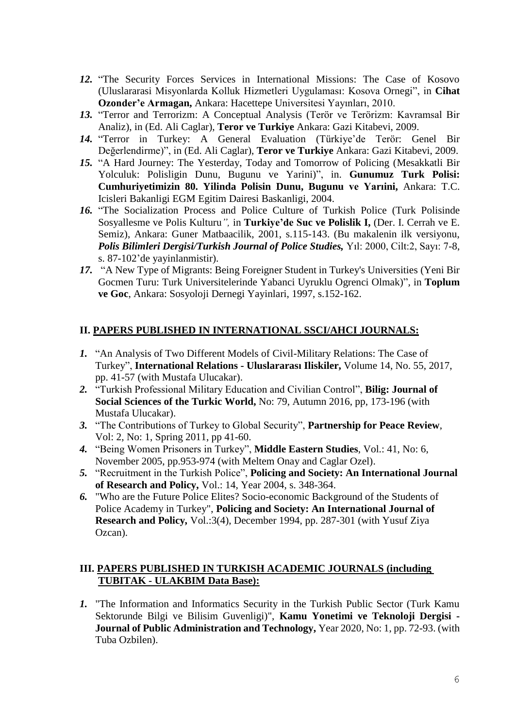*12.* "The Security Forces Services in International Missions: The Case of Kosovo (Uluslararasi Misyonlarda Kolluk Hizmetleri Uygulaması: Kosova Ornegi", in **Cihat Ozonder'e Armagan,** Ankara: Hacettepe Universitesi Yayınları, 2010.

*13.* "Terror and Terrorizm: A Conceptual Analysis (Terör ve Terörizm: Kavramsal Bir Analiz), in (Ed. Ali Caglar), **Teror ve Turkiye** Ankara: Gazi Kitabevi, 2009.

*14.* "Terror in Turkey: A General Evaluation (Türkiye'de Terör: Genel Bir Değerlendirme)", in (Ed. Ali Caglar), **Teror ve Turkiye** Ankara: Gazi Kitabevi, 2009.

*15.* "A Hard Journey: The Yesterday, Today and Tomorrow of Policing (Mesakkatli Bir Yolculuk: Polisligin Dunu, Bugunu ve Yarini)", in. **Gunumuz Turk Polisi: Cumhuriyetimizin 80. Yilinda Polisin Dunu, Bugunu ve Yarıini,** Ankara: T.C. Icisleri Bakanligi EGM Egitim Dairesi Baskanligi, 2004.

*16.* "The Socialization Process and Police Culture of Turkish Police (Turk Polisinde Sosyallesme ve Polis Kulturu*",* in **Turkiye'de Suc ve Polislik I,** (Der. I. Cerrah ve E. Semiz), Ankara: Guner Matbaacilik, 2001, s.115-143. (Bu makalenin ilk versiyonu, ***Polis Bilimleri Dergisi/Turkish Journal of Police Studies,*** Yıl: 2000, Cilt:2, Sayı: 7-8, s. 87-102'de yayinlanmistir).

*17.* "A New Type of Migrants: Being Foreigner Student in Turkey's Universities (Yeni Bir Gocmen Turu: Turk Universitelerinde Yabanci Uyruklu Ogrenci Olmak)", in **Toplum ve Goc**, Ankara: Sosyoloji Dernegi Yayinlari, 1997, s.152-162.

## II. PAPERS PUBLISHED IN INTERNATIONAL SSCI/AHCI JOURNALS:

*1.* "An Analysis of Two Different Models of Civil-Military Relations: The Case of Turkey", **International Relations - Uluslararası Iliskiler,** Volume 14, No. 55, 2017, pp. 41-57 (with Mustafa Ulucakar).

*2.* "Turkish Professional Military Education and Civilian Control", **Bilig: Journal of Social Sciences of the Turkic World,** No: 79, Autumn 2016, pp, 173-196 (with Mustafa Ulucakar).

*3.* "The Contributions of Turkey to Global Security", **Partnership for Peace Review**, Vol: 2, No: 1, Spring 2011, pp 41-60.

*4.* "Being Women Prisoners in Turkey", **Middle Eastern Studies**, Vol.: 41, No: 6, November 2005, pp.953-974 (with Meltem Onay and Caglar Ozel).

*5.* "Recruitment in the Turkish Police", **Policing and Society: An International Journal of Research and Policy,** Vol.: 14, Year 2004, s. 348-364.

*6.* "Who are the Future Police Elites? Socio-economic Background of the Students of Police Academy in Turkey", **Policing and Society: An International Journal of Research and Policy,** Vol.:3(4), December 1994, pp. 287-301 (with Yusuf Ziya Ozcan).

## III. PAPERS PUBLISHED IN TURKISH ACADEMIC JOURNALS (including TUBITAK - ULAKBIM Data Base):

*1.* "The Information and Informatics Security in the Turkish Public Sector (Turk Kamu Sektorunde Bilgi ve Bilisim Guvenligi)", **Kamu Yonetimi ve Teknoloji Dergisi - Journal of Public Administration and Technology,** Year 2020, No: 1, pp. 72-93. (with Tuba Ozbilen).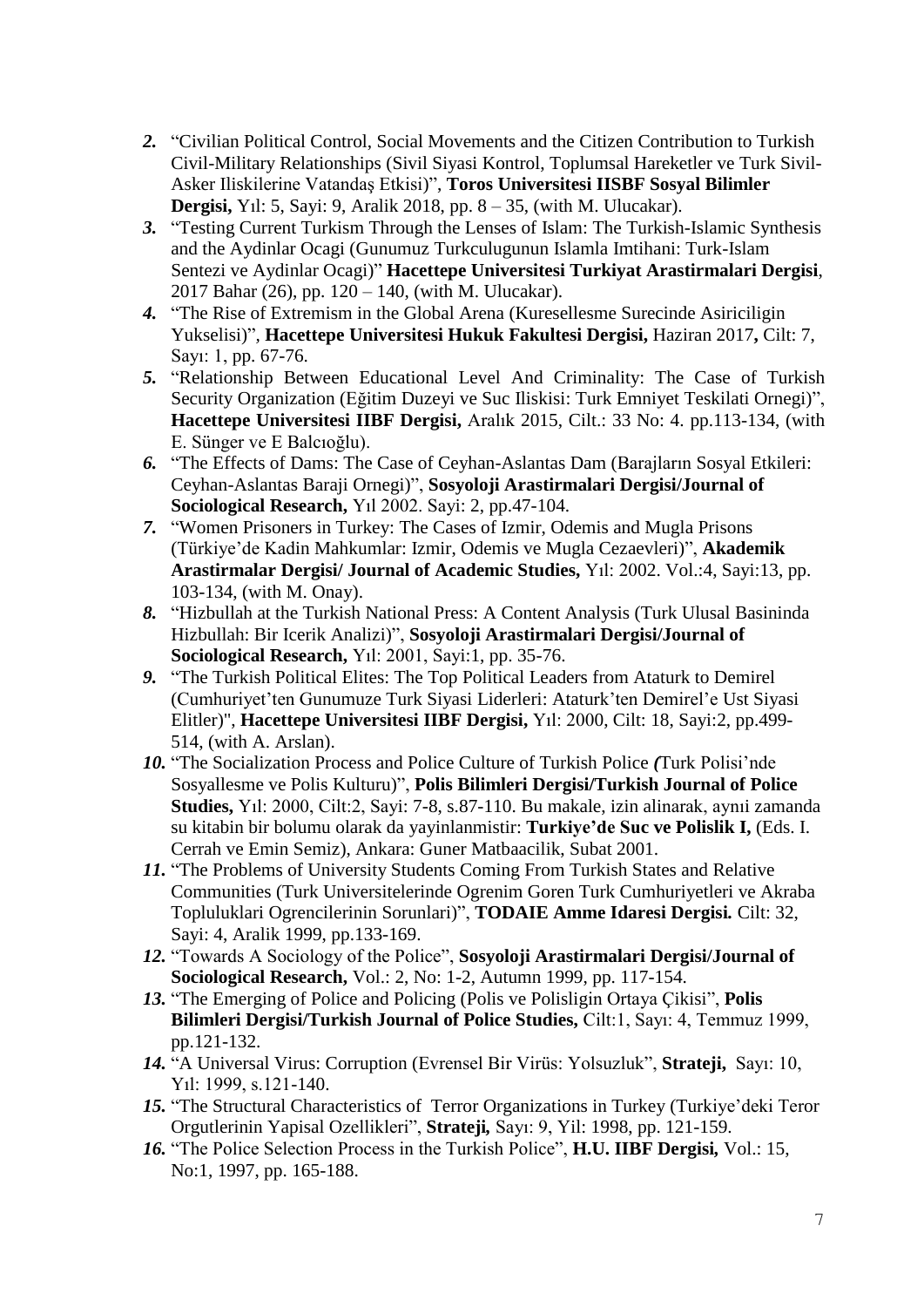2. "Civilian Political Control, Social Movements and the Citizen Contribution to Turkish Civil-Military Relationships (Sivil Siyasi Kontrol, Toplumsal Hareketler ve Turk Sivil-Asker Iliskilerine Vatandaş Etkisi)", **Toros Universitesi IISBF Sosyal Bilimler Dergisi,** Yıl: 5, Sayi: 9, Aralik 2018, pp. 8 – 35, (with M. Ulucakar).
3. "Testing Current Turkism Through the Lenses of Islam: The Turkish-Islamic Synthesis and the Aydinlar Ocagi (Gunumuz Turkculugunun Islamla Imtihani: Turk-Islam Sentezi ve Aydinlar Ocagi)" **Hacettepe Universitesi Turkiyat Arastirmalari Dergisi**, 2017 Bahar (26), pp. 120 – 140, (with M. Ulucakar).
4. "The Rise of Extremism in the Global Arena (Kuresellesme Surecinde Asiriciligin Yukselisi)", **Hacettepe Universitesi Hukuk Fakultesi Dergisi,** Haziran 2017**,** Cilt: 7, Sayı: 1, pp. 67-76.
5. "Relationship Between Educational Level And Criminality: The Case of Turkish Security Organization (Eğitim Duzeyi ve Suc Iliskisi: Turk Emniyet Teskilati Ornegi)", **Hacettepe Universitesi IIBF Dergisi,** Aralık 2015, Cilt.: 33 No: 4. pp.113-134, (with E. Sünger ve E Balcıoğlu).
6. "The Effects of Dams: The Case of Ceyhan-Aslantas Dam (Barajların Sosyal Etkileri: Ceyhan-Aslantas Baraji Ornegi)", **Sosyoloji Arastirmalari Dergisi/Journal of Sociological Research,** Yıl 2002. Sayi: 2, pp.47-104.
7. "Women Prisoners in Turkey: The Cases of Izmir, Odemis and Mugla Prisons (Türkiye'de Kadin Mahkumlar: Izmir, Odemis ve Mugla Cezaevleri)", **Akademik Arastirmalar Dergisi/ Journal of Academic Studies,** Yıl: 2002. Vol.:4, Sayi:13, pp. 103-134, (with M. Onay).
8. "Hizbullah at the Turkish National Press: A Content Analysis (Turk Ulusal Basininda Hizbullah: Bir Icerik Analizi)", **Sosyoloji Arastirmalari Dergisi/Journal of Sociological Research,** Yıl: 2001, Sayi:1, pp. 35-76.
9. "The Turkish Political Elites: The Top Political Leaders from Ataturk to Demirel (Cumhuriyet'ten Gunumuze Turk Siyasi Liderleri: Ataturk'ten Demirel'e Ust Siyasi Elitler)", **Hacettepe Universitesi IIBF Dergisi,** Yıl: 2000, Cilt: 18, Sayi:2, pp.499-514, (with A. Arslan).
10. "The Socialization Process and Police Culture of Turkish Police *(*Turk Polisi'nde Sosyallesme ve Polis Kulturu)", **Polis Bilimleri Dergisi/Turkish Journal of Police Studies,** Yıl: 2000, Cilt:2, Sayi: 7-8, s.87-110. Bu makale, izin alinarak, aynıi zamanda su kitabin bir bolumu olarak da yayinlanmistir: **Turkiye'de Suc ve Polislik I,** (Eds. I. Cerrah ve Emin Semiz), Ankara: Guner Matbaacilik, Subat 2001.
11. "The Problems of University Students Coming From Turkish States and Relative Communities (Turk Universitelerinde Ogrenim Goren Turk Cumhuriyetleri ve Akraba Topluluklari Ogrencilerinin Sorunlari)", **TODAIE Amme Idaresi Dergisi.** Cilt: 32, Sayi: 4, Aralik 1999, pp.133-169.
12. "Towards A Sociology of the Police", **Sosyoloji Arastirmalari Dergisi/Journal of Sociological Research,** Vol.: 2, No: 1-2, Autumn 1999, pp. 117-154.
13. "The Emerging of Police and Policing (Polis ve Polisligin Ortaya Çikisi", **Polis Bilimleri Dergisi/Turkish Journal of Police Studies,** Cilt:1, Sayı: 4, Temmuz 1999, pp.121-132.
14. "A Universal Virus: Corruption (Evrensel Bir Virüs: Yolsuzluk", **Strateji,** Sayı: 10, Yıl: 1999, s.121-140.
15. "The Structural Characteristics of Terror Organizations in Turkey (Turkiye'deki Teror Orgutlerinin Yapisal Ozellikleri", **Strateji,** Sayı: 9, Yil: 1998, pp. 121-159.
16. "The Police Selection Process in the Turkish Police", **H.U. IIBF Dergisi,** Vol.: 15, No:1, 1997, pp. 165-188.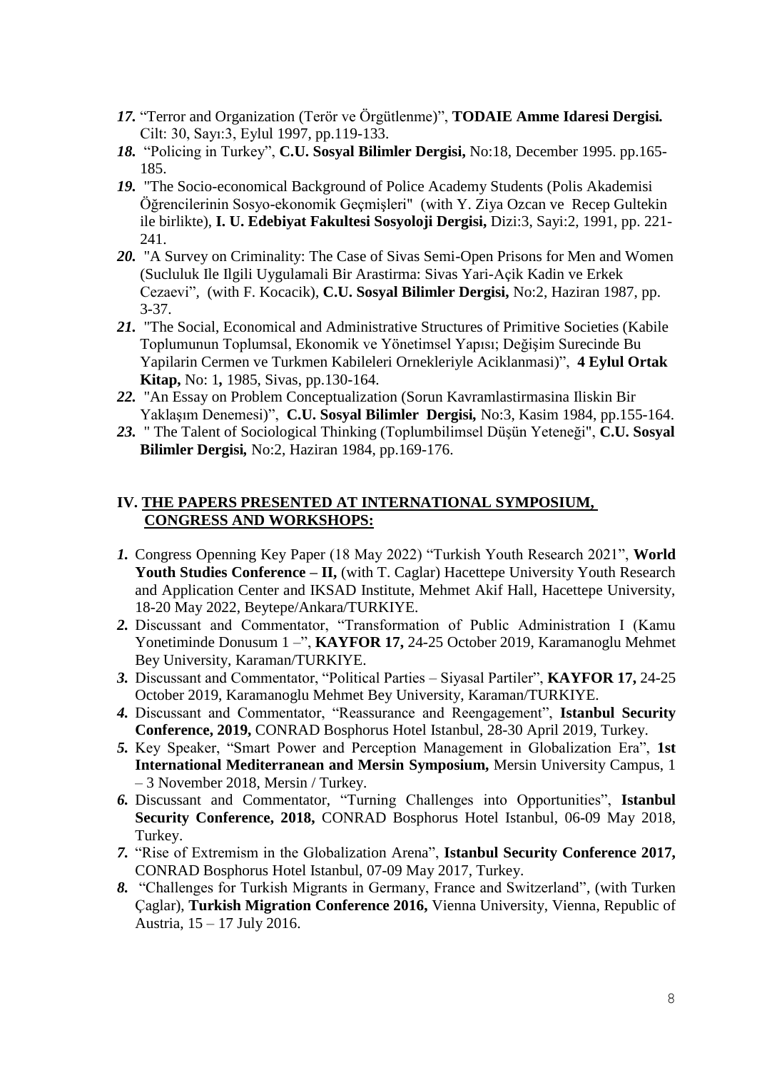*17.* “Terror and Organization (Terör ve Örgütlenme)”, **TODAIE Amme Idaresi Dergisi.** Cilt: 30, Sayı:3, Eylul 1997, pp.119-133.

*18.* “Policing in Turkey”, **C.U. Sosyal Bilimler Dergisi,** No:18, December 1995. pp.165-185.

*19.* "The Socio-economical Background of Police Academy Students (Polis Akademisi Öğrencilerinin Sosyo-ekonomik Geçmişleri" (with Y. Ziya Ozcan ve Recep Gultekin ile birlikte), **I. U. Edebiyat Fakultesi Sosyoloji Dergisi,** Dizi:3, Sayi:2, 1991, pp. 221-241.

*20.* "A Survey on Criminality: The Case of Sivas Semi-Open Prisons for Men and Women (Sucluluk Ile Ilgili Uygulamali Bir Arastirma: Sivas Yari-Açik Kadin ve Erkek Cezaevi”, (with F. Kocacik), **C.U. Sosyal Bilimler Dergisi,** No:2, Haziran 1987, pp. 3-37.

*21.* "The Social, Economical and Administrative Structures of Primitive Societies (Kabile Toplumunun Toplumsal, Ekonomik ve Yönetimsel Yapısı; Değişim Surecinde Bu Yapilarin Cermen ve Turkmen Kabileleri Ornekleriyle Aciklanmasi)”, **4 Eylul Ortak Kitap,** No: 1**,** 1985, Sivas, pp.130-164.

*22.* "An Essay on Problem Conceptualization (Sorun Kavramlastirmasina Iliskin Bir Yaklaşım Denemesi)”, **C.U. Sosyal Bilimler Dergisi,** No:3, Kasim 1984, pp.155-164.

*23.* " The Talent of Sociological Thinking (Toplumbilimsel Düşün Yeteneği", **C.U. Sosyal Bilimler Dergisi,** No:2, Haziran 1984, pp.169-176.

## IV. THE PAPERS PRESENTED AT INTERNATIONAL SYMPOSIUM, CONGRESS AND WORKSHOPS:

*1.* Congress Openning Key Paper (18 May 2022) “Turkish Youth Research 2021”, **World Youth Studies Conference – II,** (with T. Caglar) Hacettepe University Youth Research and Application Center and IKSAD Institute, Mehmet Akif Hall, Hacettepe University, 18-20 May 2022, Beytepe/Ankara/TURKIYE.

*2.* Discussant and Commentator, “Transformation of Public Administration I (Kamu Yonetiminde Donusum 1 –”, **KAYFOR 17,** 24-25 October 2019, Karamanoglu Mehmet Bey University, Karaman/TURKIYE.

*3.* Discussant and Commentator, “Political Parties – Siyasal Partiler”, **KAYFOR 17,** 24-25 October 2019, Karamanoglu Mehmet Bey University, Karaman/TURKIYE.

*4.* Discussant and Commentator, “Reassurance and Reengagement”, **Istanbul Security Conference, 2019,** CONRAD Bosphorus Hotel Istanbul, 28-30 April 2019, Turkey.

*5.* Key Speaker, “Smart Power and Perception Management in Globalization Era”, **1st International Mediterranean and Mersin Symposium,** Mersin University Campus, 1 – 3 November 2018, Mersin / Turkey.

*6.* Discussant and Commentator, “Turning Challenges into Opportunities”, **Istanbul Security Conference, 2018,** CONRAD Bosphorus Hotel Istanbul, 06-09 May 2018, Turkey.

*7.* “Rise of Extremism in the Globalization Arena”, **Istanbul Security Conference 2017,** CONRAD Bosphorus Hotel Istanbul, 07-09 May 2017, Turkey.

*8.* “Challenges for Turkish Migrants in Germany, France and Switzerland”, (with Turken Çaglar), **Turkish Migration Conference 2016,** Vienna University, Vienna, Republic of Austria, 15 – 17 July 2016.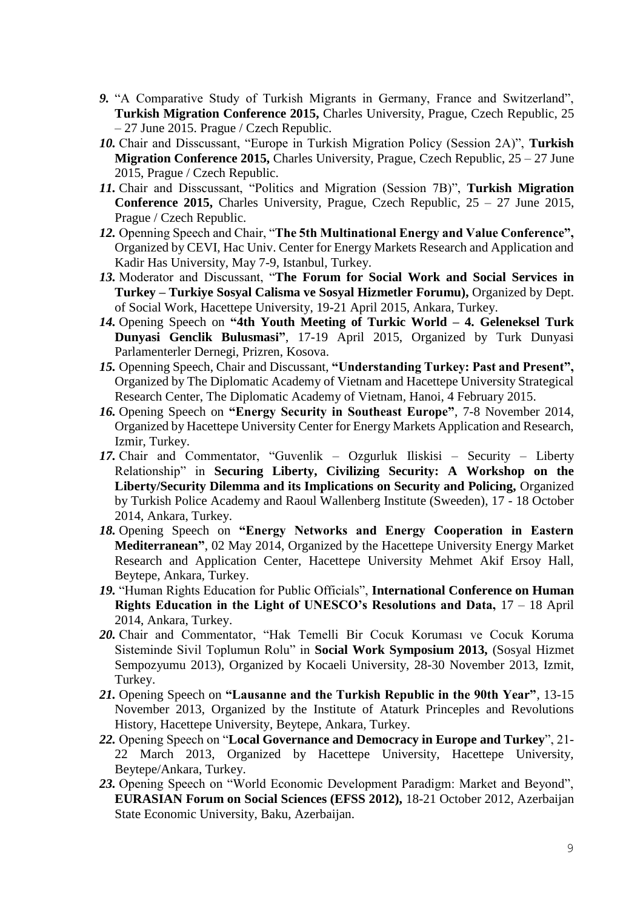*9.* "A Comparative Study of Turkish Migrants in Germany, France and Switzerland", **Turkish Migration Conference 2015,** Charles University, Prague, Czech Republic, 25 – 27 June 2015. Prague / Czech Republic.

*10.* Chair and Disscussant, "Europe in Turkish Migration Policy (Session 2A)", **Turkish Migration Conference 2015,** Charles University, Prague, Czech Republic, 25 – 27 June 2015, Prague / Czech Republic.

*11.* Chair and Disscussant, "Politics and Migration (Session 7B)", **Turkish Migration Conference 2015,** Charles University, Prague, Czech Republic, 25 – 27 June 2015, Prague / Czech Republic.

*12.* Openning Speech and Chair, "**The 5th Multinational Energy and Value Conference",** Organized by CEVI, Hac Univ. Center for Energy Markets Research and Application and Kadir Has University, May 7-9, Istanbul, Turkey.

*13.* Moderator and Discussant, "**The Forum for Social Work and Social Services in Turkey – Turkiye Sosyal Calisma ve Sosyal Hizmetler Forumu),** Organized by Dept. of Social Work, Hacettepe University, 19-21 April 2015, Ankara, Turkey.

*14.* Opening Speech on **"4th Youth Meeting of Turkic World – 4. Geleneksel Turk Dunyasi Genclik Bulusmasi"**, 17-19 April 2015, Organized by Turk Dunyasi Parlamenterler Dernegi, Prizren, Kosova.

*15.* Openning Speech, Chair and Discussant, **"Understanding Turkey: Past and Present",** Organized by The Diplomatic Academy of Vietnam and Hacettepe University Strategical Research Center, The Diplomatic Academy of Vietnam, Hanoi, 4 February 2015.

*16.* Opening Speech on **"Energy Security in Southeast Europe"**, 7-8 November 2014, Organized by Hacettepe University Center for Energy Markets Application and Research, Izmir, Turkey.

*17.* Chair and Commentator, "Guvenlik – Ozgurluk Iliskisi – Security – Liberty Relationship" in **Securing Liberty, Civilizing Security: A Workshop on the Liberty/Security Dilemma and its Implications on Security and Policing,** Organized by Turkish Police Academy and Raoul Wallenberg Institute (Sweeden), 17 - 18 October 2014, Ankara, Turkey.

*18.* Opening Speech on **"Energy Networks and Energy Cooperation in Eastern Mediterranean"**, 02 May 2014, Organized by the Hacettepe University Energy Market Research and Application Center, Hacettepe University Mehmet Akif Ersoy Hall, Beytepe, Ankara, Turkey.

*19.* "Human Rights Education for Public Officials", **International Conference on Human Rights Education in the Light of UNESCO's Resolutions and Data,** 17 – 18 April 2014, Ankara, Turkey.

*20.* Chair and Commentator, "Hak Temelli Bir Cocuk Koruması ve Cocuk Koruma Sisteminde Sivil Toplumun Rolu" in **Social Work Symposium 2013,** (Sosyal Hizmet Sempozyumu 2013), Organized by Kocaeli University, 28-30 November 2013, Izmit, Turkey.

*21.* Opening Speech on **"Lausanne and the Turkish Republic in the 90th Year"**, 13-15 November 2013, Organized by the Institute of Ataturk Princeples and Revolutions History, Hacettepe University, Beytepe, Ankara, Turkey.

*22.* Opening Speech on "**Local Governance and Democracy in Europe and Turkey**", 21-22 March 2013, Organized by Hacettepe University, Hacettepe University, Beytepe/Ankara, Turkey.

*23.* Opening Speech on "World Economic Development Paradigm: Market and Beyond", **EURASIAN Forum on Social Sciences (EFSS 2012),** 18-21 October 2012, Azerbaijan State Economic University, Baku, Azerbaijan.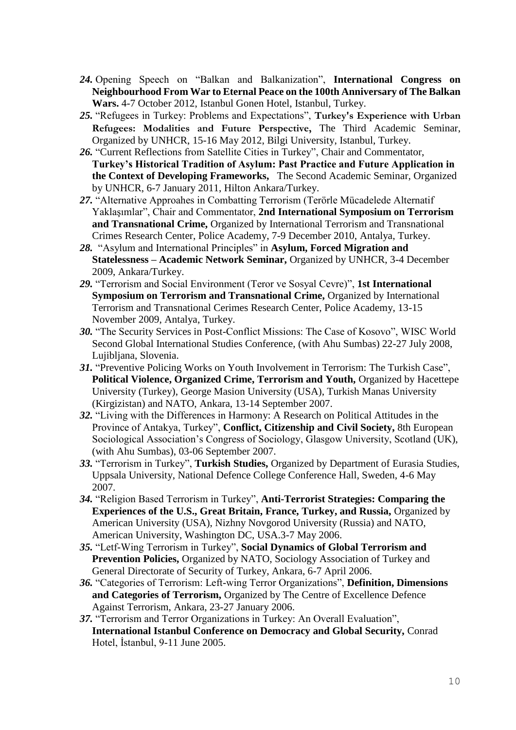24. Opening Speech on "Balkan and Balkanization", **International Congress on Neighbourhood From War to Eternal Peace on the 100th Anniversary of The Balkan Wars.** 4-7 October 2012, Istanbul Gonen Hotel, Istanbul, Turkey.

25. "Refugees in Turkey: Problems and Expectations", **Turkey's Experience with Urban Refugees: Modalities and Future Perspective,** The Third Academic Seminar, Organized by UNHCR, 15-16 May 2012, Bilgi University, Istanbul, Turkey.

26. "Current Reflections from Satellite Cities in Turkey", Chair and Commentator, **Turkey's Historical Tradition of Asylum: Past Practice and Future Application in the Context of Developing Frameworks,** The Second Academic Seminar, Organized by UNHCR, 6-7 January 2011, Hilton Ankara/Turkey.

27. "Alternative Approahes in Combatting Terrorism (Terörle Mücadelede Alternatif Yaklaşımlar", Chair and Commentator, **2nd International Symposium on Terrorism and Transnational Crime,** Organized by International Terrorism and Transnational Crimes Research Center, Police Academy, 7-9 December 2010, Antalya, Turkey.

28. "Asylum and International Principles" in **Asylum, Forced Migration and Statelessness – Academic Network Seminar,** Organized by UNHCR, 3-4 December 2009, Ankara/Turkey.

29. "Terrorism and Social Environment (Teror ve Sosyal Cevre)", **1st International Symposium on Terrorism and Transnational Crime,** Organized by International Terrorism and Transnational Cerimes Research Center, Police Academy, 13-15 November 2009, Antalya, Turkey.

30. "The Security Services in Post-Conflict Missions: The Case of Kosovo", WISC World Second Global International Studies Conference, (with Ahu Sumbas) 22-27 July 2008, Lujibljana, Slovenia.

31. "Preventive Policing Works on Youth Involvement in Terrorism: The Turkish Case", **Political Violence, Organized Crime, Terrorism and Youth,** Organized by Hacettepe University (Turkey), George Masion University (USA), Turkish Manas University (Kirgizistan) and NATO, Ankara, 13-14 September 2007.

32. "Living with the Differences in Harmony: A Research on Political Attitudes in the Province of Antakya, Turkey", **Conflict, Citizenship and Civil Society,** 8th European Sociological Association's Congress of Sociology, Glasgow University, Scotland (UK), (with Ahu Sumbas), 03-06 September 2007.

33. "Terrorism in Turkey", **Turkish Studies,** Organized by Department of Eurasia Studies, Uppsala University, National Defence College Conference Hall, Sweden, 4-6 May 2007.

34. "Religion Based Terrorism in Turkey", **Anti-Terrorist Strategies: Comparing the Experiences of the U.S., Great Britain, France, Turkey, and Russia,** Organized by American University (USA), Nizhny Novgorod University (Russia) and NATO, American University, Washington DC, USA.3-7 May 2006.

35. "Letf-Wing Terrorism in Turkey", **Social Dynamics of Global Terrorism and Prevention Policies,** Organized by NATO, Sociology Association of Turkey and General Directorate of Security of Turkey, Ankara, 6-7 April 2006.

36. "Categories of Terrorism: Left-wing Terror Organizations", **Definition, Dimensions and Categories of Terrorism,** Organized by The Centre of Excellence Defence Against Terrorism, Ankara, 23-27 January 2006.

37. "Terrorism and Terror Organizations in Turkey: An Overall Evaluation", **International Istanbul Conference on Democracy and Global Security,** Conrad Hotel, İstanbul, 9-11 June 2005.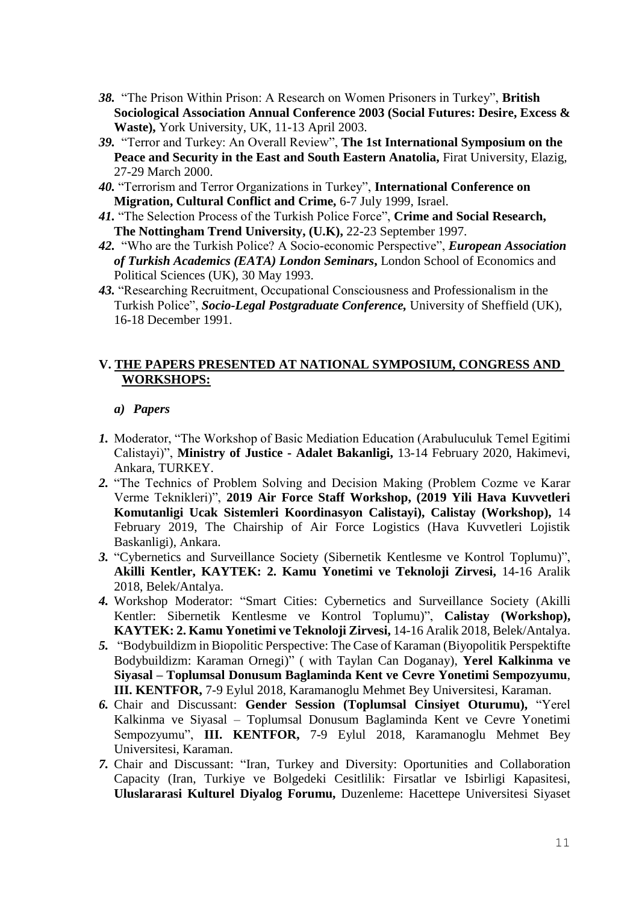***38.*** "The Prison Within Prison: A Research on Women Prisoners in Turkey", **British Sociological Association Annual Conference 2003 (Social Futures: Desire, Excess & Waste),** York University, UK, 11-13 April 2003.

***39.*** "Terror and Turkey: An Overall Review", **The 1st International Symposium on the Peace and Security in the East and South Eastern Anatolia,** Firat University, Elazig, 27-29 March 2000.

***40.*** "Terrorism and Terror Organizations in Turkey", **International Conference on Migration, Cultural Conflict and Crime,** 6-7 July 1999, Israel.

***41.*** "The Selection Process of the Turkish Police Force", **Crime and Social Research, The Nottingham Trend University, (U.K),** 22-23 September 1997.

***42.*** "Who are the Turkish Police? A Socio-economic Perspective", ***European Association of Turkish Academics (EATA) London Seminars*,** London School of Economics and Political Sciences (UK), 30 May 1993.

***43.*** "Researching Recruitment, Occupational Consciousness and Professionalism in the Turkish Police", ***Socio-Legal Postgraduate Conference,*** University of Sheffield (UK), 16-18 December 1991.

## V. <u>THE PAPERS PRESENTED AT NATIONAL SYMPOSIUM, CONGRESS AND WORKSHOPS:</u>

### *a) Papers*

***1.*** Moderator, "The Workshop of Basic Mediation Education (Arabuluculuk Temel Egitimi Calistayi)", **Ministry of Justice - Adalet Bakanligi,** 13-14 February 2020, Hakimevi, Ankara, TURKEY.

***2.*** "The Technics of Problem Solving and Decision Making (Problem Cozme ve Karar Verme Teknikleri)", **2019 Air Force Staff Workshop, (2019 Yili Hava Kuvvetleri Komutanligi Ucak Sistemleri Koordinasyon Calistayi), Calistay (Workshop),** 14 February 2019, The Chairship of Air Force Logistics (Hava Kuvvetleri Lojistik Baskanligi), Ankara.

***3.*** "Cybernetics and Surveillance Society (Sibernetik Kentlesme ve Kontrol Toplumu)", **Akilli Kentler, KAYTEK: 2. Kamu Yonetimi ve Teknoloji Zirvesi,** 14-16 Aralik 2018, Belek/Antalya.

***4.*** Workshop Moderator: "Smart Cities: Cybernetics and Surveillance Society (Akilli Kentler: Sibernetik Kentlesme ve Kontrol Toplumu)", **Calistay (Workshop), KAYTEK: 2. Kamu Yonetimi ve Teknoloji Zirvesi,** 14-16 Aralik 2018, Belek/Antalya.

***5.*** "Bodybuildizm in Biopolitic Perspective: The Case of Karaman (Biyopolitik Perspektifte Bodybuildizm: Karaman Ornegi)" ( with Taylan Can Doganay), **Yerel Kalkinma ve Siyasal – Toplumsal Donusum Baglaminda Kent ve Cevre Yonetimi Sempozyumu**, **III. KENTFOR,** 7-9 Eylul 2018, Karamanoglu Mehmet Bey Universitesi, Karaman.

***6.*** Chair and Discussant: **Gender Session (Toplumsal Cinsiyet Oturumu),** "Yerel Kalkinma ve Siyasal – Toplumsal Donusum Baglaminda Kent ve Cevre Yonetimi Sempozyumu", **III. KENTFOR,** 7-9 Eylul 2018, Karamanoglu Mehmet Bey Universitesi, Karaman.

***7.*** Chair and Discussant: "Iran, Turkey and Diversity: Oportunities and Collaboration Capacity (Iran, Turkiye ve Bolgedeki Cesitlilik: Firsatlar ve Isbirligi Kapasitesi, **Uluslararasi Kulturel Diyalog Forumu,** Duzenleme: Hacettepe Universitesi Siyaset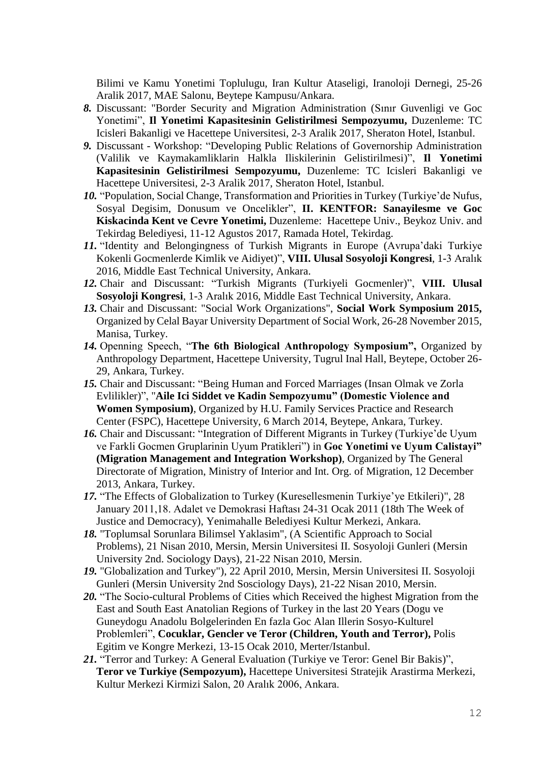Bilimi ve Kamu Yonetimi Toplulugu, Iran Kultur Ataseligi, Iranoloji Dernegi, 25-26 Aralik 2017, MAE Salonu, Beytepe Kampusu/Ankara.

*8.* Discussant: "Border Security and Migration Administration (Sınır Guvenligi ve Goc Yonetimi", **Il Yonetimi Kapasitesinin Gelistirilmesi Sempozyumu,** Duzenleme: TC Icisleri Bakanligi ve Hacettepe Universitesi, 2-3 Aralik 2017, Sheraton Hotel, Istanbul.

*9.* Discussant - Workshop: "Developing Public Relations of Governorship Administration (Valilik ve Kaymakamliklarin Halkla Iliskilerinin Gelistirilmesi)", **Il Yonetimi Kapasitesinin Gelistirilmesi Sempozyumu,** Duzenleme: TC Icisleri Bakanligi ve Hacettepe Universitesi, 2-3 Aralik 2017, Sheraton Hotel, Istanbul.

*10.* "Population, Social Change, Transformation and Priorities in Turkey (Turkiye'de Nufus, Sosyal Degisim, Donusum ve Oncelikler", **II. KENTFOR: Sanayilesme ve Goc Kiskacinda Kent ve Cevre Yonetimi,** Duzenleme: Hacettepe Univ., Beykoz Univ. and Tekirdag Belediyesi, 11-12 Agustos 2017, Ramada Hotel, Tekirdag.

*11.* "Identity and Belongingness of Turkish Migrants in Europe (Avrupa'daki Turkiye Kokenli Gocmenlerde Kimlik ve Aidiyet)", **VIII. Ulusal Sosyoloji Kongresi**, 1-3 Aralık 2016, Middle East Technical University, Ankara.

*12.* Chair and Discussant: "Turkish Migrants (Turkiyeli Gocmenler)", **VIII. Ulusal Sosyoloji Kongresi**, 1-3 Aralık 2016, Middle East Technical University, Ankara.

*13.* Chair and Discussant: "Social Work Organizations", **Social Work Symposium 2015,** Organized by Celal Bayar University Department of Social Work, 26-28 November 2015, Manisa, Turkey.

*14.* Openning Speech, "**The 6th Biological Anthropology Symposium",** Organized by Anthropology Department, Hacettepe University, Tugrul Inal Hall, Beytepe, October 26-29, Ankara, Turkey.

*15.* Chair and Discussant: "Being Human and Forced Marriages (Insan Olmak ve Zorla Evlilikler)", "**Aile Ici Siddet ve Kadin Sempozyumu" (Domestic Violence and Women Symposium)**, Organized by H.U. Family Services Practice and Research Center (FSPC), Hacettepe University, 6 March 2014, Beytepe, Ankara, Turkey.

*16.* Chair and Discussant: "Integration of Different Migrants in Turkey (Turkiye'de Uyum ve Farkli Gocmen Gruplarinin Uyum Pratikleri") in **Goc Yonetimi ve Uyum Calistayi" (Migration Management and Integration Workshop)**, Organized by The General Directorate of Migration, Ministry of Interior and Int. Org. of Migration, 12 December 2013, Ankara, Turkey.

*17.* "The Effects of Globalization to Turkey (Kuresellesmenin Turkiye'ye Etkileri)", 28 January 2011,18. Adalet ve Demokrasi Haftası 24-31 Ocak 2011 (18th The Week of Justice and Democracy), Yenimahalle Belediyesi Kultur Merkezi, Ankara.

*18.* "Toplumsal Sorunlara Bilimsel Yaklasim", (A Scientific Approach to Social Problems), 21 Nisan 2010, Mersin, Mersin Universitesi II. Sosyoloji Gunleri (Mersin University 2nd. Sociology Days), 21-22 Nisan 2010, Mersin.

*19.* "Globalization and Turkey"), 22 April 2010, Mersin, Mersin Universitesi II. Sosyoloji Gunleri (Mersin University 2nd Sosciology Days), 21-22 Nisan 2010, Mersin.

*20.* "The Socio-cultural Problems of Cities which Received the highest Migration from the East and South East Anatolian Regions of Turkey in the last 20 Years (Dogu ve Guneydogu Anadolu Bolgelerinden En fazla Goc Alan Illerin Sosyo-Kulturel Problemleri", **Cocuklar, Gencler ve Teror (Children, Youth and Terror),** Polis Egitim ve Kongre Merkezi, 13-15 Ocak 2010, Merter/Istanbul.

*21.* "Terror and Turkey: A General Evaluation (Turkiye ve Teror: Genel Bir Bakis)", **Teror ve Turkiye (Sempozyum),** Hacettepe Universitesi Stratejik Arastirma Merkezi, Kultur Merkezi Kirmizi Salon, 20 Aralık 2006, Ankara.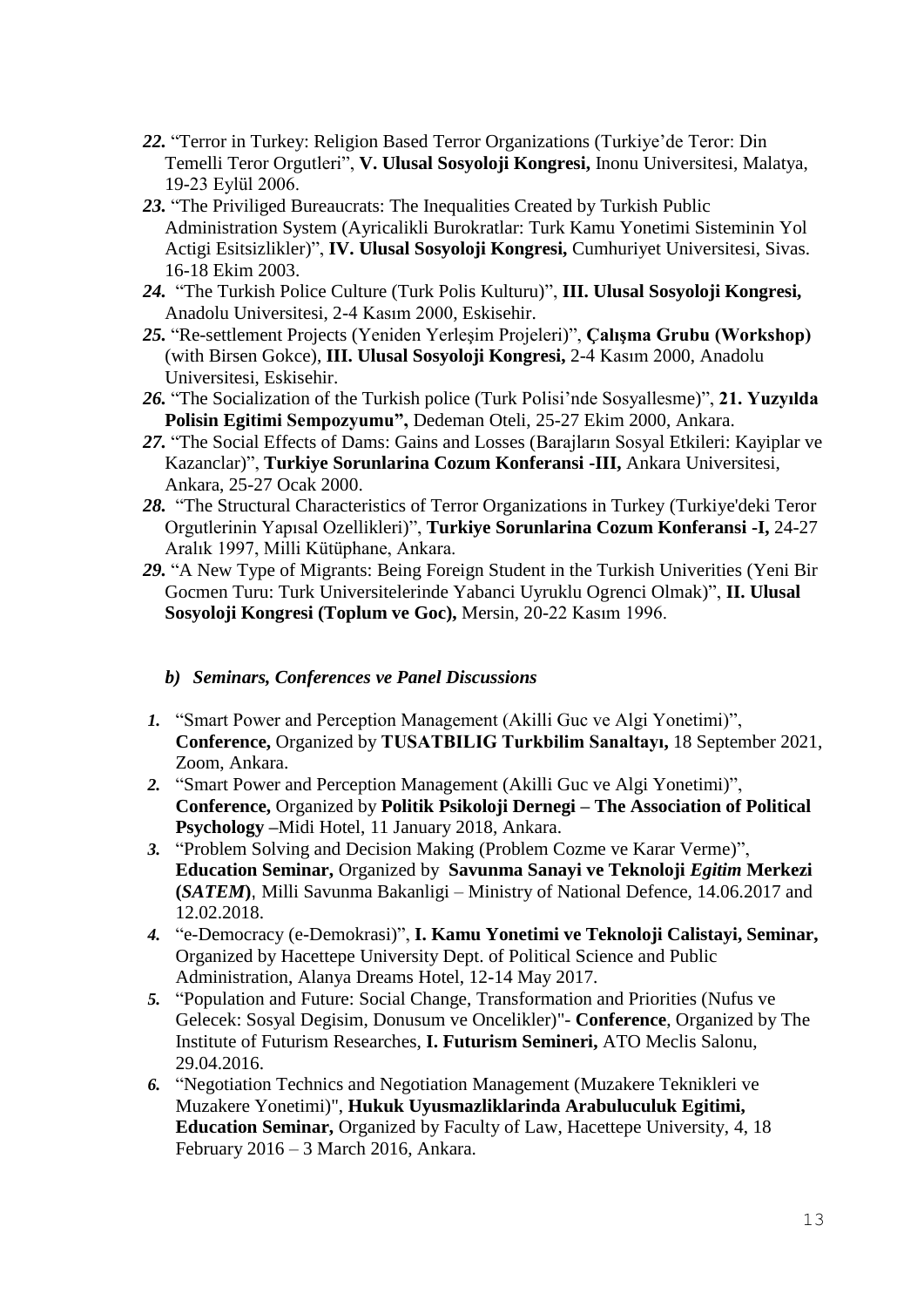*22.* "Terror in Turkey: Religion Based Terror Organizations (Turkiye'de Teror: Din Temelli Teror Orgutleri", **V. Ulusal Sosyoloji Kongresi,** Inonu Universitesi, Malatya, 19-23 Eylül 2006.

*23.* "The Priviliged Bureaucrats: The Inequalities Created by Turkish Public Administration System (Ayricalikli Burokratlar: Turk Kamu Yonetimi Sisteminin Yol Actigi Esitsizlikler)", **IV. Ulusal Sosyoloji Kongresi,** Cumhuriyet Universitesi, Sivas. 16-18 Ekim 2003.

*24.* "The Turkish Police Culture (Turk Polis Kulturu)", **III. Ulusal Sosyoloji Kongresi,** Anadolu Universitesi, 2-4 Kasım 2000, Eskisehir.

*25.* "Re-settlement Projects (Yeniden Yerleşim Projeleri)", **Çalışma Grubu (Workshop)** (with Birsen Gokce), **III. Ulusal Sosyoloji Kongresi,** 2-4 Kasım 2000, Anadolu Universitesi, Eskisehir.

*26.* "The Socialization of the Turkish police (Turk Polisi'nde Sosyallesme)", **21. Yuzyılda Polisin Egitimi Sempozyumu",** Dedeman Oteli, 25-27 Ekim 2000, Ankara.

*27.* "The Social Effects of Dams: Gains and Losses (Barajların Sosyal Etkileri: Kayiplar ve Kazanclar)", **Turkiye Sorunlarina Cozum Konferansi -III,** Ankara Universitesi, Ankara, 25-27 Ocak 2000.

*28.* "The Structural Characteristics of Terror Organizations in Turkey (Turkiye'deki Teror Orgutlerinin Yapısal Ozellikleri)", **Turkiye Sorunlarina Cozum Konferansi -I,** 24-27 Aralık 1997, Milli Kütüphane, Ankara.

*29.* "A New Type of Migrants: Being Foreign Student in the Turkish Univerities (Yeni Bir Gocmen Turu: Turk Universitelerinde Yabanci Uyruklu Ogrenci Olmak)", **II. Ulusal Sosyoloji Kongresi (Toplum ve Goc),** Mersin, 20-22 Kasım 1996.

### *b) Seminars, Conferences ve Panel Discussions*

*1.* "Smart Power and Perception Management (Akilli Guc ve Algi Yonetimi)", **Conference,** Organized by **TUSATBILIG Turkbilim Sanaltayı,** 18 September 2021, Zoom, Ankara.

*2.* "Smart Power and Perception Management (Akilli Guc ve Algi Yonetimi)", **Conference,** Organized by **Politik Psikoloji Dernegi – The Association of Political Psychology** –Midi Hotel, 11 January 2018, Ankara.

*3.* "Problem Solving and Decision Making (Problem Cozme ve Karar Verme)", **Education Seminar,** Organized by **Savunma Sanayi ve Teknoloji *Egitim* Merkezi (*SATEM*)**, Milli Savunma Bakanligi – Ministry of National Defence, 14.06.2017 and 12.02.2018.

*4.* "e-Democracy (e-Demokrasi)", **I. Kamu Yonetimi ve Teknoloji Calistayi, Seminar,** Organized by Hacettepe University Dept. of Political Science and Public Administration, Alanya Dreams Hotel, 12-14 May 2017.

*5.* "Population and Future: Social Change, Transformation and Priorities (Nufus ve Gelecek: Sosyal Degisim, Donusum ve Oncelikler)"- **Conference**, Organized by The Institute of Futurism Researches, **I. Futurism Semineri,** ATO Meclis Salonu, 29.04.2016.

*6.* "Negotiation Technics and Negotiation Management (Muzakere Teknikleri ve Muzakere Yonetimi)", **Hukuk Uyusmazliklarinda Arabuluculuk Egitimi, Education Seminar,** Organized by Faculty of Law, Hacettepe University, 4, 18 February 2016 – 3 March 2016, Ankara.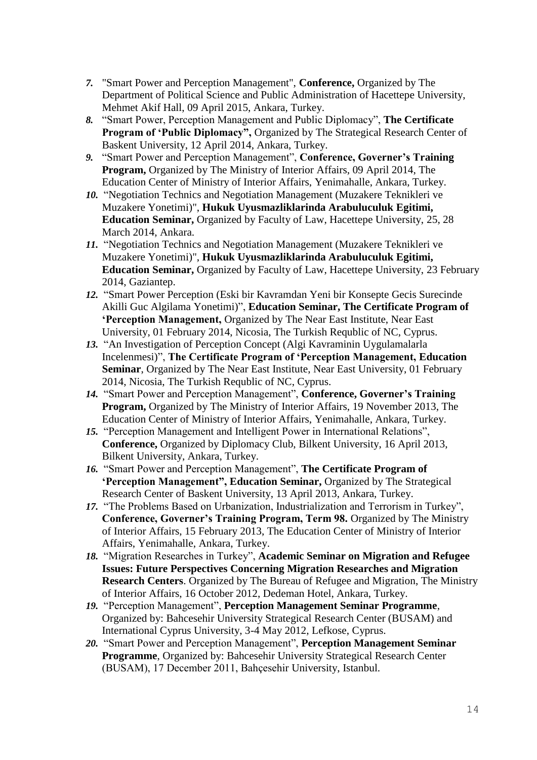7. "Smart Power and Perception Management", **Conference,** Organized by The Department of Political Science and Public Administration of Hacettepe University, Mehmet Akif Hall, 09 April 2015, Ankara, Turkey.
8. "Smart Power, Perception Management and Public Diplomacy", **The Certificate Program of 'Public Diplomacy",** Organized by The Strategical Research Center of Baskent University, 12 April 2014, Ankara, Turkey.
9. "Smart Power and Perception Management", **Conference, Governer's Training Program,** Organized by The Ministry of Interior Affairs, 09 April 2014, The Education Center of Ministry of Interior Affairs, Yenimahalle, Ankara, Turkey.
10. "Negotiation Technics and Negotiation Management (Muzakere Teknikleri ve Muzakere Yonetimi)", **Hukuk Uyusmazliklarinda Arabuluculuk Egitimi, Education Seminar,** Organized by Faculty of Law, Hacettepe University, 25, 28 March 2014, Ankara.
11. "Negotiation Technics and Negotiation Management (Muzakere Teknikleri ve Muzakere Yonetimi)", **Hukuk Uyusmazliklarinda Arabuluculuk Egitimi, Education Seminar,** Organized by Faculty of Law, Hacettepe University, 23 February 2014, Gaziantep.
12. "Smart Power Perception (Eski bir Kavramdan Yeni bir Konsepte Gecis Surecinde Akilli Guc Algilama Yonetimi)", **Education Seminar, The Certificate Program of 'Perception Management,** Organized by The Near East Institute, Near East University, 01 February 2014, Nicosia, The Turkish Requblic of NC, Cyprus.
13. "An Investigation of Perception Concept (Algi Kavraminin Uygulamalarla Incelenmesi)", **The Certificate Program of 'Perception Management, Education Seminar**, Organized by The Near East Institute, Near East University, 01 February 2014, Nicosia, The Turkish Requblic of NC, Cyprus.
14. "Smart Power and Perception Management", **Conference, Governer's Training Program,** Organized by The Ministry of Interior Affairs, 19 November 2013, The Education Center of Ministry of Interior Affairs, Yenimahalle, Ankara, Turkey.
15. "Perception Management and Intelligent Power in International Relations", **Conference,** Organized by Diplomacy Club, Bilkent University, 16 April 2013, Bilkent University, Ankara, Turkey.
16. "Smart Power and Perception Management", **The Certificate Program of 'Perception Management", Education Seminar,** Organized by The Strategical Research Center of Baskent University, 13 April 2013, Ankara, Turkey.
17. "The Problems Based on Urbanization, Industrialization and Terrorism in Turkey", **Conference, Governer's Training Program, Term 98.** Organized by The Ministry of Interior Affairs, 15 February 2013, The Education Center of Ministry of Interior Affairs, Yenimahalle, Ankara, Turkey.
18. "Migration Researches in Turkey", **Academic Seminar on Migration and Refugee Issues: Future Perspectives Concerning Migration Researches and Migration Research Centers**. Organized by The Bureau of Refugee and Migration, The Ministry of Interior Affairs, 16 October 2012, Dedeman Hotel, Ankara, Turkey.
19. "Perception Management", **Perception Management Seminar Programme**, Organized by: Bahcesehir University Strategical Research Center (BUSAM) and International Cyprus University, 3-4 May 2012, Lefkose, Cyprus.
20. "Smart Power and Perception Management", **Perception Management Seminar Programme**, Organized by: Bahcesehir University Strategical Research Center (BUSAM), 17 December 2011, Bahçesehir University, Istanbul.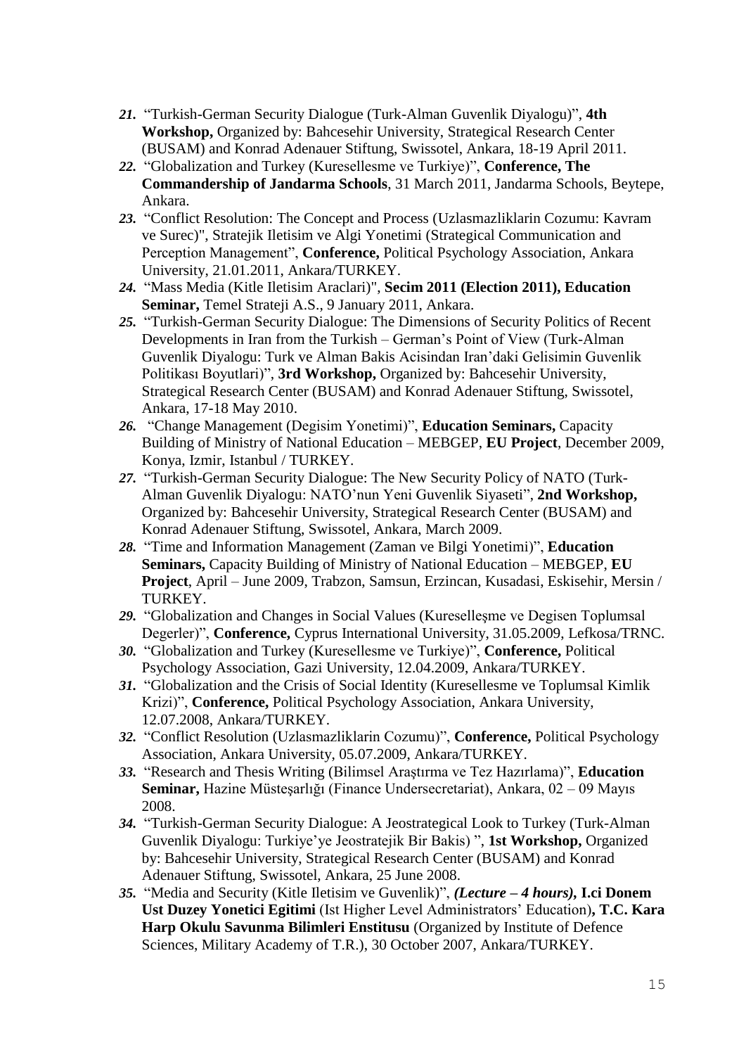*21.* "Turkish-German Security Dialogue (Turk-Alman Guvenlik Diyalogu)", **4th Workshop,** Organized by: Bahcesehir University, Strategical Research Center (BUSAM) and Konrad Adenauer Stiftung, Swissotel, Ankara, 18-19 April 2011.

*22.* "Globalization and Turkey (Kuresellesme ve Turkiye)", **Conference, The Commandership of Jandarma Schools**, 31 March 2011, Jandarma Schools, Beytepe, Ankara.

*23.* "Conflict Resolution: The Concept and Process (Uzlasmazliklarin Cozumu: Kavram ve Surec)", Stratejik Iletisim ve Algi Yonetimi (Strategical Communication and Perception Management", **Conference,** Political Psychology Association, Ankara University, 21.01.2011, Ankara/TURKEY.

*24.* "Mass Media (Kitle Iletisim Araclari)", **Secim 2011 (Election 2011), Education Seminar,** Temel Strateji A.S., 9 January 2011, Ankara.

*25.* "Turkish-German Security Dialogue: The Dimensions of Security Politics of Recent Developments in Iran from the Turkish – German's Point of View (Turk-Alman Guvenlik Diyalogu: Turk ve Alman Bakis Acisindan Iran'daki Gelisimin Guvenlik Politikası Boyutlari)", **3rd Workshop,** Organized by: Bahcesehir University, Strategical Research Center (BUSAM) and Konrad Adenauer Stiftung, Swissotel, Ankara, 17-18 May 2010.

*26.* "Change Management (Degisim Yonetimi)", **Education Seminars,** Capacity Building of Ministry of National Education – MEBGEP, **EU Project**, December 2009, Konya, Izmir, Istanbul / TURKEY.

*27.* "Turkish-German Security Dialogue: The New Security Policy of NATO (Turk-Alman Guvenlik Diyalogu: NATO'nun Yeni Guvenlik Siyaseti", **2nd Workshop,** Organized by: Bahcesehir University, Strategical Research Center (BUSAM) and Konrad Adenauer Stiftung, Swissotel, Ankara, March 2009.

*28.* "Time and Information Management (Zaman ve Bilgi Yonetimi)", **Education Seminars,** Capacity Building of Ministry of National Education – MEBGEP, **EU Project**, April – June 2009, Trabzon, Samsun, Erzincan, Kusadasi, Eskisehir, Mersin / TURKEY.

*29.* "Globalization and Changes in Social Values (Kuresselleşme ve Degisen Toplumsal Degerler)", **Conference,** Cyprus International University, 31.05.2009, Lefkosa/TRNC.

*30.* "Globalization and Turkey (Kuresellesme ve Turkiye)", **Conference,** Political Psychology Association, Gazi University, 12.04.2009, Ankara/TURKEY.

*31.* "Globalization and the Crisis of Social Identity (Kuresellesme ve Toplumsal Kimlik Krizi)", **Conference,** Political Psychology Association, Ankara University, 12.07.2008, Ankara/TURKEY.

*32.* "Conflict Resolution (Uzlasmazliklarin Cozumu)", **Conference,** Political Psychology Association, Ankara University, 05.07.2009, Ankara/TURKEY.

*33.* "Research and Thesis Writing (Bilimsel Araştırma ve Tez Hazırlama)", **Education Seminar,** Hazine Müsteşarlığı (Finance Undersecretariat), Ankara, 02 – 09 Mayıs 2008.

*34.* "Turkish-German Security Dialogue: A Jeostrategical Look to Turkey (Turk-Alman Guvenlik Diyalogu: Turkiye'ye Jeostratejik Bir Bakis) ", **1st Workshop,** Organized by: Bahcesehir University, Strategical Research Center (BUSAM) and Konrad Adenauer Stiftung, Swissotel, Ankara, 25 June 2008.

*35.* "Media and Security (Kitle Iletisim ve Guvenlik)", ***(Lecture – 4 hours),*** **I.ci Donem Ust Duzey Yonetici Egitimi** (Ist Higher Level Administrators' Education)**, T.C. Kara Harp Okulu Savunma Bilimleri Enstitusu** (Organized by Institute of Defence Sciences, Military Academy of T.R.), 30 October 2007, Ankara/TURKEY.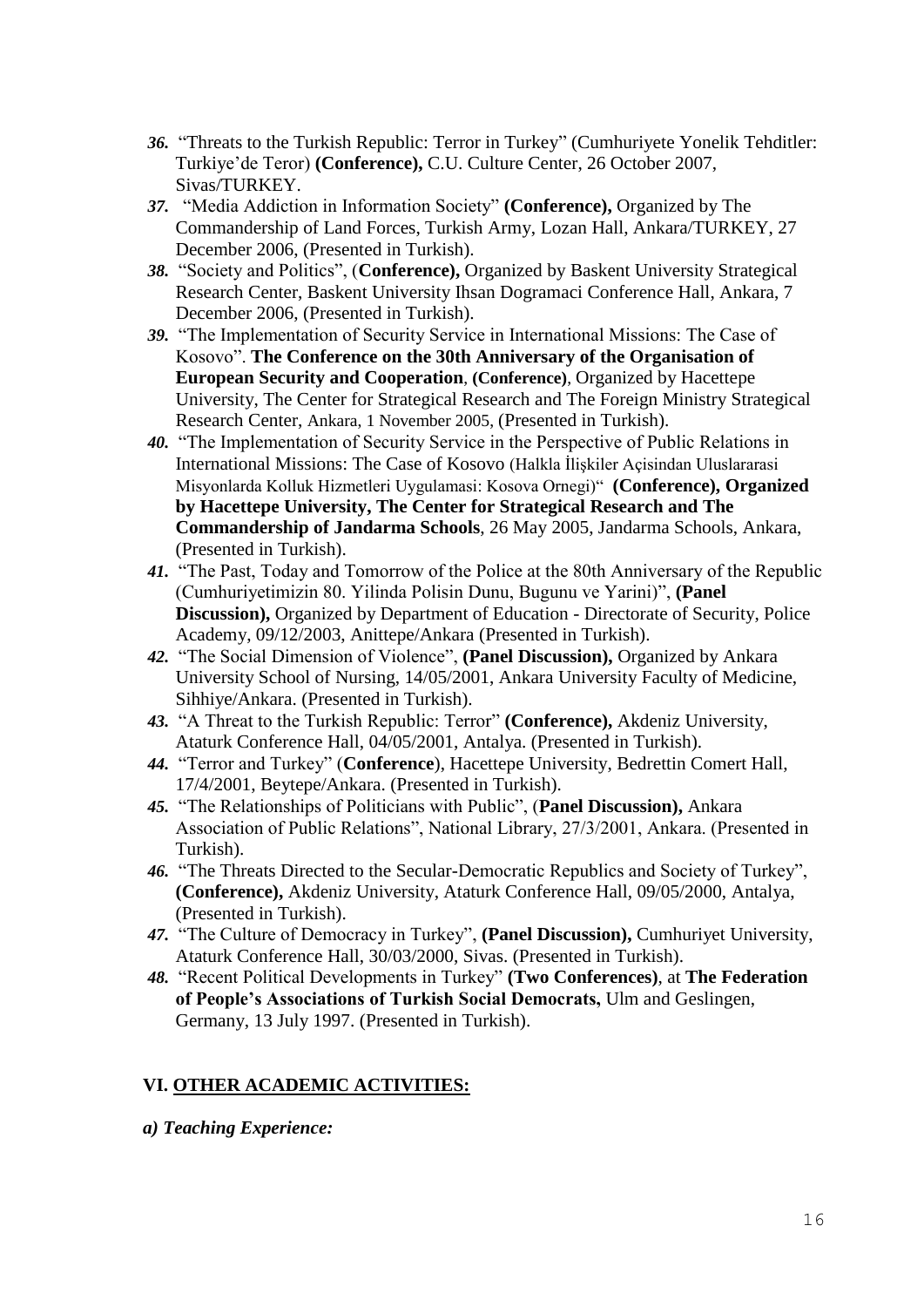36. "Threats to the Turkish Republic: Terror in Turkey" (Cumhuriyete Yonelik Tehditler: Turkiye'de Teror) **(Conference),** C.U. Culture Center, 26 October 2007, Sivas/TURKEY.
37. "Media Addiction in Information Society" **(Conference),** Organized by The Commandership of Land Forces, Turkish Army, Lozan Hall, Ankara/TURKEY, 27 December 2006, (Presented in Turkish).
38. "Society and Politics", (**Conference),** Organized by Baskent University Strategical Research Center, Baskent University Ihsan Dogramaci Conference Hall, Ankara, 7 December 2006, (Presented in Turkish).
39. "The Implementation of Security Service in International Missions: The Case of Kosovo". **The Conference on the 30th Anniversary of the Organisation of European Security and Cooperation**, **(Conference)**, Organized by Hacettepe University, The Center for Strategical Research and The Foreign Ministry Strategical Research Center, Ankara, 1 November 2005, (Presented in Turkish).
40. "The Implementation of Security Service in the Perspective of Public Relations in International Missions: The Case of Kosovo (Halkla İlişkiler Açisindan Uluslararasi Misyonlarda Kolluk Hizmetleri Uygulamasi: Kosova Ornegi)" **(Conference), Organized by Hacettepe University, The Center for Strategical Research and The Commandership of Jandarma Schools**, 26 May 2005, Jandarma Schools, Ankara, (Presented in Turkish).
41. "The Past, Today and Tomorrow of the Police at the 80th Anniversary of the Republic (Cumhuriyetimizin 80. Yilinda Polisin Dunu, Bugunu ve Yarini)", **(Panel Discussion),** Organized by Department of Education - Directorate of Security, Police Academy, 09/12/2003, Anittepe/Ankara (Presented in Turkish).
42. "The Social Dimension of Violence", **(Panel Discussion),** Organized by Ankara University School of Nursing, 14/05/2001, Ankara University Faculty of Medicine, Sihhiye/Ankara. (Presented in Turkish).
43. "A Threat to the Turkish Republic: Terror" **(Conference),** Akdeniz University, Ataturk Conference Hall, 04/05/2001, Antalya. (Presented in Turkish).
44. "Terror and Turkey" (**Conference**), Hacettepe University, Bedrettin Comert Hall, 17/4/2001, Beytepe/Ankara. (Presented in Turkish).
45. "The Relationships of Politicians with Public", (**Panel Discussion),** Ankara Association of Public Relations", National Library, 27/3/2001, Ankara. (Presented in Turkish).
46. "The Threats Directed to the Secular-Democratic Republics and Society of Turkey", **(Conference),** Akdeniz University, Ataturk Conference Hall, 09/05/2000, Antalya, (Presented in Turkish).
47. "The Culture of Democracy in Turkey", **(Panel Discussion),** Cumhuriyet University, Ataturk Conference Hall, 30/03/2000, Sivas. (Presented in Turkish).
48. "Recent Political Developments in Turkey" **(Two Conferences)**, at **The Federation of People's Associations of Turkish Social Democrats,** Ulm and Geslingen, Germany, 13 July 1997. (Presented in Turkish).

## VI. OTHER ACADEMIC ACTIVITIES:

***a) Teaching Experience:***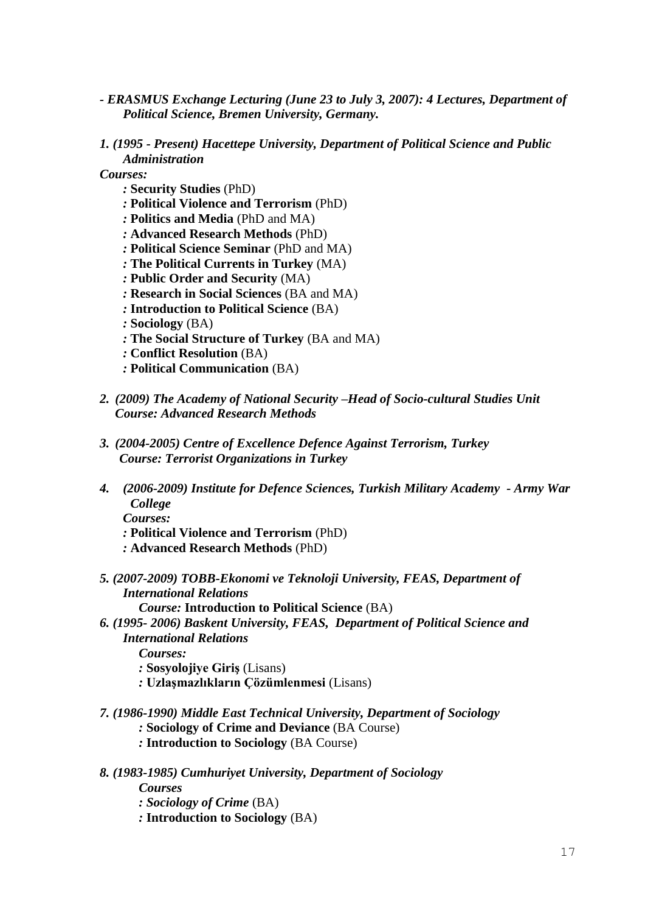*- ERASMUS Exchange Lecturing (June 23 to July 3, 2007): 4 Lectures, Department of Political Science, Bremen University, Germany.*

*1. (1995 - Present) Hacettepe University, Department of Political Science and Public Administration*

***Courses:***

*:* **Security Studies** (PhD)
*:* **Political Violence and Terrorism** (PhD)
*:* **Politics and Media** (PhD and MA)
*:* **Advanced Research Methods** (PhD)
*:* **Political Science Seminar** (PhD and MA)
*:* **The Political Currents in Turkey** (MA)
*:* **Public Order and Security** (MA)
*:* **Research in Social Sciences** (BA and MA)
*:* **Introduction to Political Science** (BA)
*:* **Sociology** (BA)
*:* **The Social Structure of Turkey** (BA and MA)
*:* **Conflict Resolution** (BA)
*:* **Political Communication** (BA)

*2. (2009) The Academy of National Security –Head of Socio-cultural Studies Unit*
*Course: Advanced Research Methods*

*3. (2004-2005) Centre of Excellence Defence Against Terrorism, Turkey*
*Course: Terrorist Organizations in Turkey*

*4. (2006-2009) Institute for Defence Sciences, Turkish Military Academy - Army War College*

***Courses:***

*:* **Political Violence and Terrorism** (PhD)
*:* **Advanced Research Methods** (PhD)

*5. (2007-2009) TOBB-Ekonomi ve Teknoloji University, FEAS, Department of International Relations*
*Course:* **Introduction to Political Science** (BA)

*6. (1995- 2006) Baskent University, FEAS, Department of Political Science and International Relations*

***Courses:***

*:* **Sosyolojiye Giriş** (Lisans)
*:* **Uzlaşmazlıkların Çözümlenmesi** (Lisans)

*7. (1986-1990) Middle East Technical University, Department of Sociology*

*:* **Sociology of Crime and Deviance** (BA Course)
*:* **Introduction to Sociology** (BA Course)

*8. (1983-1985) Cumhuriyet University, Department of Sociology*

***Courses***

***: Sociology of Crime*** (BA)
*:* **Introduction to Sociology** (BA)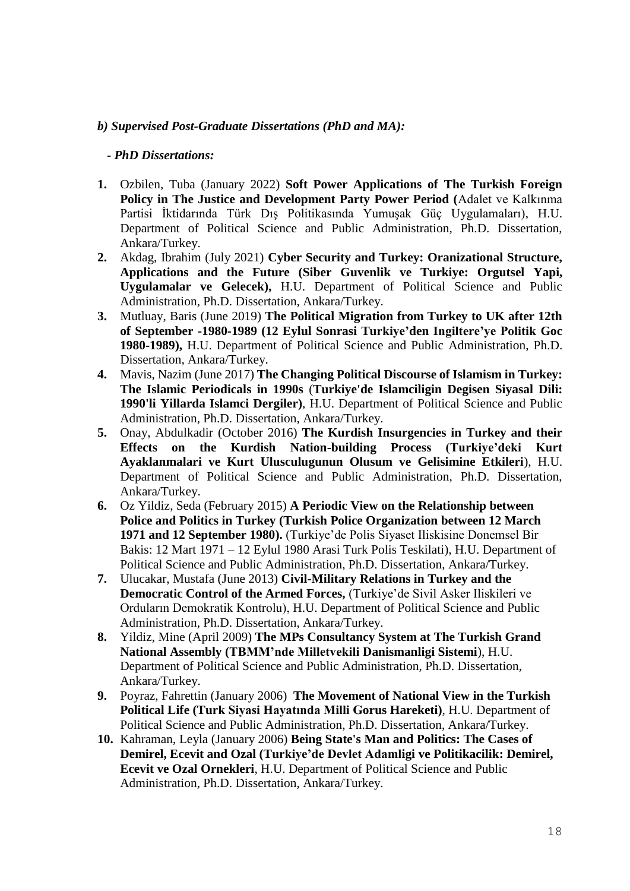***b) Supervised Post-Graduate Dissertations (PhD and MA):***

***- PhD Dissertations:***

1. Ozbilen, Tuba (January 2022) **Soft Power Applications of The Turkish Foreign Policy in The Justice and Development Party Power Period (**Adalet ve Kalkınma Partisi İktidarında Türk Dış Politikasında Yumuşak Güç Uygulamaları), H.U. Department of Political Science and Public Administration, Ph.D. Dissertation, Ankara/Turkey.
2. Akdag, Ibrahim (July 2021) **Cyber Security and Turkey: Oranizational Structure, Applications and the Future (Siber Guvenlik ve Turkiye: Orgutsel Yapi, Uygulamalar ve Gelecek),** H.U. Department of Political Science and Public Administration, Ph.D. Dissertation, Ankara/Turkey.
3. Mutluay, Baris (June 2019) **The Political Migration from Turkey to UK after 12th of September -1980-1989 (12 Eylul Sonrasi Turkiye'den Ingiltere'ye Politik Goc 1980-1989),** H.U. Department of Political Science and Public Administration, Ph.D. Dissertation, Ankara/Turkey.
4. Mavis, Nazim (June 2017) **The Changing Political Discourse of Islamism in Turkey: The Islamic Periodicals in 1990s** (**Turkiye'de Islamciligin Degisen Siyasal Dili: 1990'li Yillarda Islamci Dergiler)**, H.U. Department of Political Science and Public Administration, Ph.D. Dissertation, Ankara/Turkey.
5. Onay, Abdulkadir (October 2016) **The Kurdish Insurgencies in Turkey and their Effects on the Kurdish Nation-building Process (Turkiye'deki Kurt Ayaklanmalari ve Kurt Ulusculugunun Olusum ve Gelisimine Etkileri**), H.U. Department of Political Science and Public Administration, Ph.D. Dissertation, Ankara/Turkey.
6. Oz Yildiz, Seda (February 2015) **A Periodic View on the Relationship between Police and Politics in Turkey (Turkish Police Organization between 12 March 1971 and 12 September 1980).** (Turkiye'de Polis Siyaset Iliskisine Donemsel Bir Bakis: 12 Mart 1971 – 12 Eylul 1980 Arasi Turk Polis Teskilati), H.U. Department of Political Science and Public Administration, Ph.D. Dissertation, Ankara/Turkey.
7. Ulucakar, Mustafa (June 2013) **Civil-Military Relations in Turkey and the Democratic Control of the Armed Forces,** (Turkiye'de Sivil Asker Iliskileri ve Orduların Demokratik Kontrolu), H.U. Department of Political Science and Public Administration, Ph.D. Dissertation, Ankara/Turkey.
8. Yildiz, Mine (April 2009) **The MPs Consultancy System at The Turkish Grand National Assembly (TBMM'nde Milletvekili Danismanligi Sistemi**), H.U. Department of Political Science and Public Administration, Ph.D. Dissertation, Ankara/Turkey.
9. Poyraz, Fahrettin (January 2006) **The Movement of National View in the Turkish Political Life (Turk Siyasi Hayatında Milli Gorus Hareketi)**, H.U. Department of Political Science and Public Administration, Ph.D. Dissertation, Ankara/Turkey.
10. Kahraman, Leyla (January 2006) **Being State's Man and Politics: The Cases of Demirel, Ecevit and Ozal (Turkiye'de Devlet Adamligi ve Politikacilik: Demirel, Ecevit ve Ozal Ornekleri**, H.U. Department of Political Science and Public Administration, Ph.D. Dissertation, Ankara/Turkey.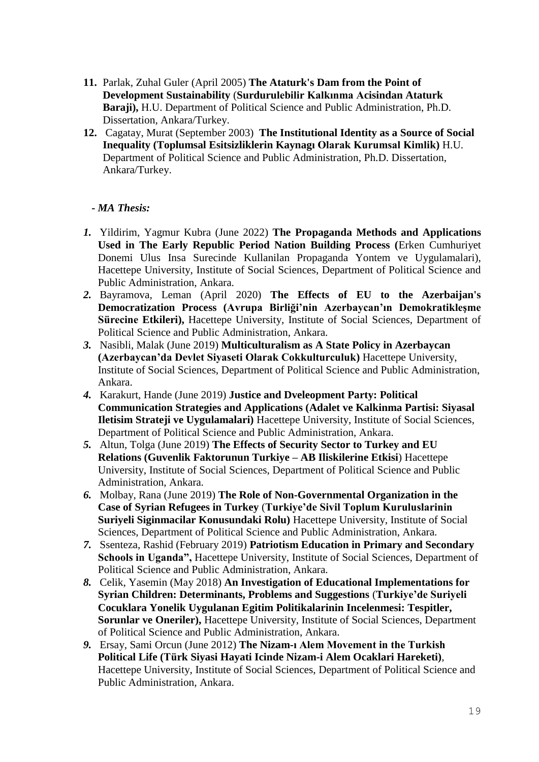11. Parlak, Zuhal Guler (April 2005) **The Ataturk's Dam from the Point of Development Sustainability** (**Surdurulebilir Kalkınma Acisindan Ataturk Baraji),** H.U. Department of Political Science and Public Administration, Ph.D. Dissertation, Ankara/Turkey.
12. Cagatay, Murat (September 2003) **The Institutional Identity as a Source of Social Inequality (Toplumsal Esitsizliklerin Kaynagı Olarak Kurumsal Kimlik)** H.U. Department of Political Science and Public Administration, Ph.D. Dissertation, Ankara/Turkey.

**- *MA Thesis:***

1. Yildirim, Yagmur Kubra (June 2022) **The Propaganda Methods and Applications Used in The Early Republic Period Nation Building Process (**Erken Cumhuriyet Donemi Ulus Insa Surecinde Kullanilan Propaganda Yontem ve Uygulamalari), Hacettepe University, Institute of Social Sciences, Department of Political Science and Public Administration, Ankara.
2. Bayramova, Leman (April 2020) **The Effects of EU to the Azerbaijan's Democratization Process (Avrupa Birliği'nin Azerbaycan'ın Demokratikleşme Sürecine Etkileri),** Hacettepe University, Institute of Social Sciences, Department of Political Science and Public Administration, Ankara.
3. Nasibli, Malak (June 2019) **Multiculturalism as A State Policy in Azerbaycan (Azerbaycan'da Devlet Siyaseti Olarak Cokkulturculuk)** Hacettepe University, Institute of Social Sciences, Department of Political Science and Public Administration, Ankara.
4. Karakurt, Hande (June 2019) **Justice and Dveleopment Party: Political Communication Strategies and Applications (Adalet ve Kalkinma Partisi: Siyasal Iletisim Strateji ve Uygulamalari)** Hacettepe University, Institute of Social Sciences, Department of Political Science and Public Administration, Ankara.
5. Altun, Tolga (June 2019) **The Effects of Security Sector to Turkey and EU Relations (Guvenlik Faktorunun Turkiye – AB Iliskilerine Etkisi**) Hacettepe University, Institute of Social Sciences, Department of Political Science and Public Administration, Ankara.
6. Molbay, Rana (June 2019) **The Role of Non-Governmental Organization in the Case of Syrian Refugees in Turkey** (**Turkiye'de Sivil Toplum Kuruluslarinin Suriyeli Siginmacilar Konusundaki Rolu)** Hacettepe University, Institute of Social Sciences, Department of Political Science and Public Administration, Ankara.
7. Ssenteza, Rashid (February 2019) **Patriotism Education in Primary and Secondary Schools in Uganda",** Hacettepe University, Institute of Social Sciences, Department of Political Science and Public Administration, Ankara.
8. Celik, Yasemin (May 2018) **An Investigation of Educational Implementations for Syrian Children: Determinants, Problems and Suggestions** (**Turkiye'de Suriyeli Cocuklara Yonelik Uygulanan Egitim Politikalarinin Incelenmesi: Tespitler, Sorunlar ve Oneriler),** Hacettepe University, Institute of Social Sciences, Department of Political Science and Public Administration, Ankara.
9. Ersay, Sami Orcun (June 2012) **The Nizam-ı Alem Movement in the Turkish Political Life (Türk Siyasi Hayati Icinde Nizam-i Alem Ocaklari Hareketi)**, Hacettepe University, Institute of Social Sciences, Department of Political Science and Public Administration, Ankara.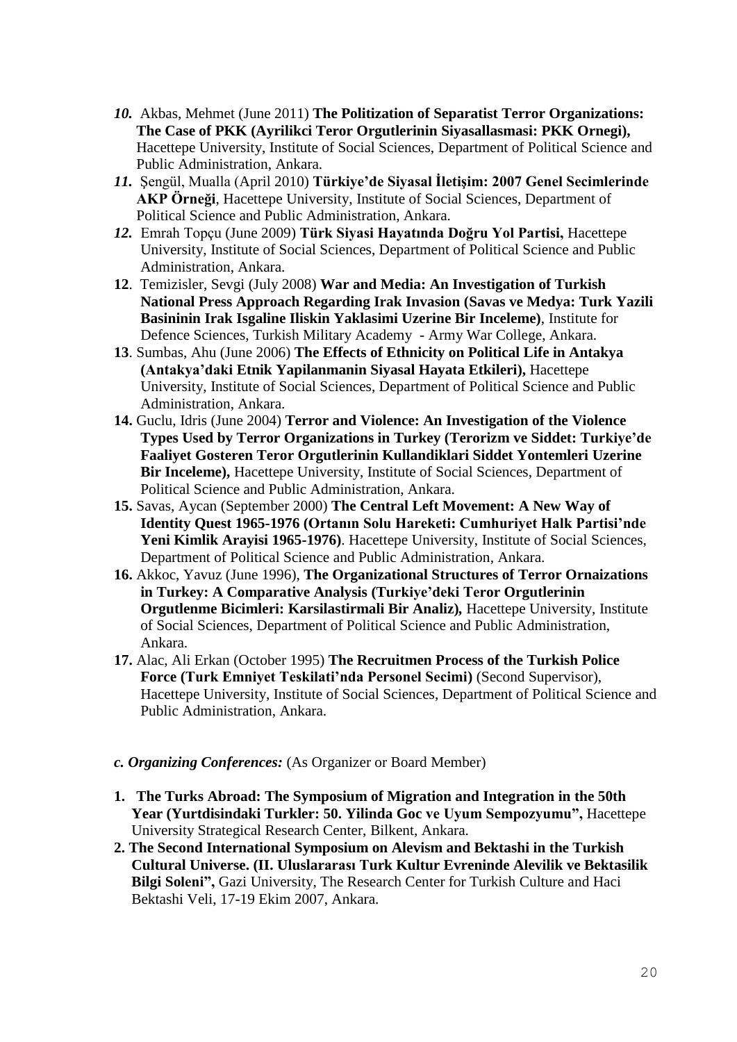*10.* Akbas, Mehmet (June 2011) **The Politization of Separatist Terror Organizations: The Case of PKK (Ayrilikci Teror Orgutlerinin Siyasallasmasi: PKK Ornegi),** Hacettepe University, Institute of Social Sciences, Department of Political Science and Public Administration, Ankara.

*11.* Şengül, Mualla (April 2010) **Türkiye'de Siyasal İletişim: 2007 Genel Secimlerinde AKP Örneği**, Hacettepe University, Institute of Social Sciences, Department of Political Science and Public Administration, Ankara.

*12.* Emrah Topçu (June 2009) **Türk Siyasi Hayatında Doğru Yol Partisi,** Hacettepe University, Institute of Social Sciences, Department of Political Science and Public Administration, Ankara.

**12**. Temizisler, Sevgi (July 2008) **War and Media: An Investigation of Turkish National Press Approach Regarding Irak Invasion (Savas ve Medya: Turk Yazili Basininin Irak Isgaline Iliskin Yaklasimi Uzerine Bir Inceleme)**, Institute for Defence Sciences, Turkish Military Academy - Army War College, Ankara.

**13**. Sumbas, Ahu (June 2006) **The Effects of Ethnicity on Political Life in Antakya (Antakya'daki Etnik Yapilanmanin Siyasal Hayata Etkileri),** Hacettepe University, Institute of Social Sciences, Department of Political Science and Public Administration, Ankara.

**14.** Guclu, Idris (June 2004) **Terror and Violence: An Investigation of the Violence Types Used by Terror Organizations in Turkey (Terorizm ve Siddet: Turkiye'de Faaliyet Gosteren Teror Orgutlerinin Kullandiklari Siddet Yontemleri Uzerine Bir Inceleme),** Hacettepe University, Institute of Social Sciences, Department of Political Science and Public Administration, Ankara.

**15.** Savas, Aycan (September 2000) **The Central Left Movement: A New Way of Identity Quest 1965-1976 (Ortanın Solu Hareketi: Cumhuriyet Halk Partisi'nde Yeni Kimlik Arayisi 1965-1976)**. Hacettepe University, Institute of Social Sciences, Department of Political Science and Public Administration, Ankara.

**16.** Akkoc, Yavuz (June 1996), **The Organizational Structures of Terror Ornaizations in Turkey: A Comparative Analysis (Turkiye'deki Teror Orgutlerinin Orgutlenme Bicimleri: Karsilastirmali Bir Analiz),** Hacettepe University, Institute of Social Sciences, Department of Political Science and Public Administration, Ankara.

**17.** Alac, Ali Erkan (October 1995) **The Recruitmen Process of the Turkish Police Force (Turk Emniyet Teskilati'nda Personel Secimi)** (Second Supervisor), Hacettepe University, Institute of Social Sciences, Department of Political Science and Public Administration, Ankara.

***c. Organizing Conferences:*** (As Organizer or Board Member)

**1. The Turks Abroad: The Symposium of Migration and Integration in the 50th Year (Yurtdisindaki Turkler: 50. Yilinda Goc ve Uyum Sempozyumu",** Hacettepe University Strategical Research Center, Bilkent, Ankara.

**2. The Second International Symposium on Alevism and Bektashi in the Turkish Cultural Universe. (II. Uluslararası Turk Kultur Evreninde Alevilik ve Bektasilik Bilgi Soleni",** Gazi University, The Research Center for Turkish Culture and Haci Bektashi Veli, 17-19 Ekim 2007, Ankara.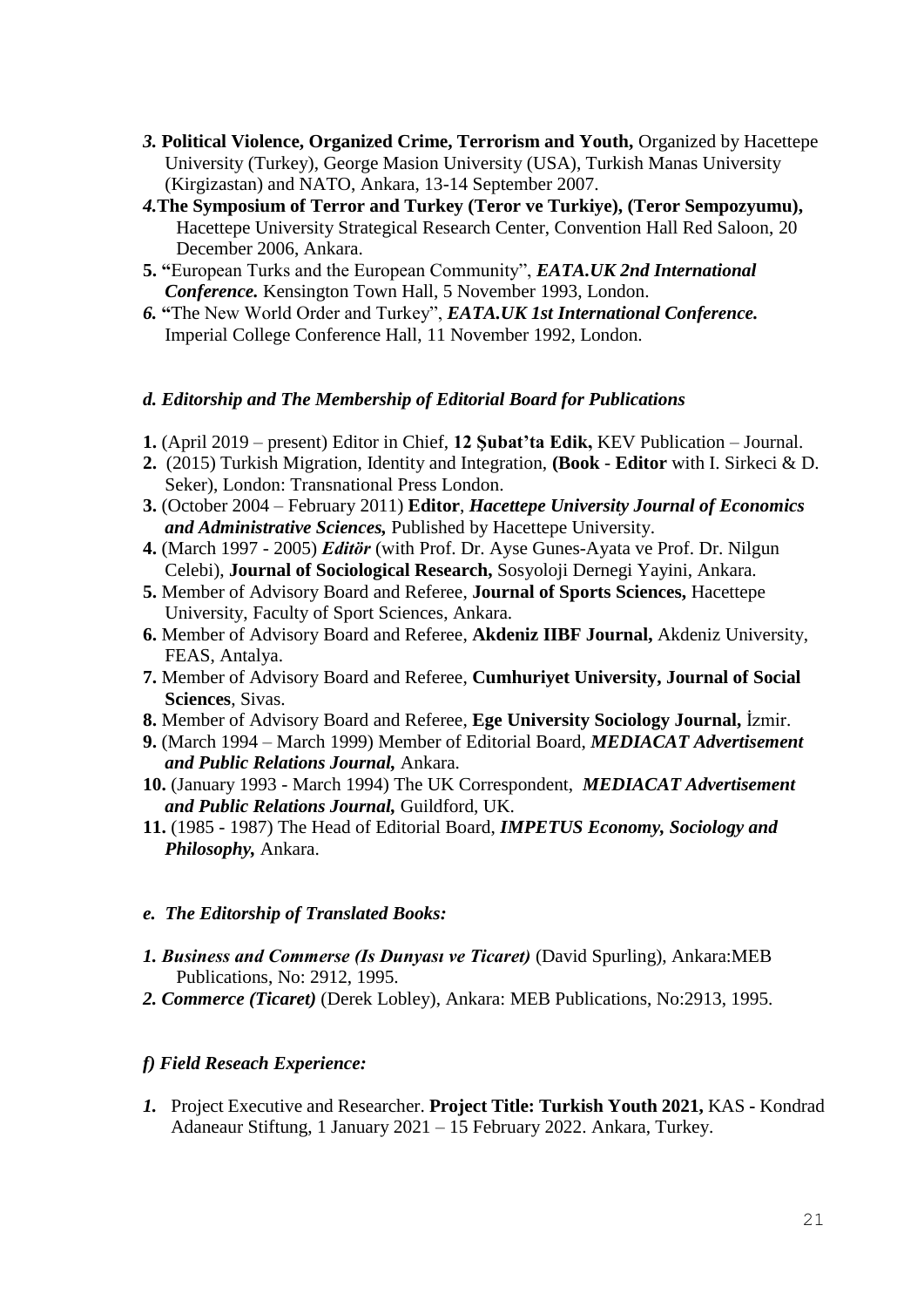*3.* **Political Violence, Organized Crime, Terrorism and Youth,** Organized by Hacettepe University (Turkey), George Masion University (USA), Turkish Manas University (Kirgizastan) and NATO, Ankara, 13-14 September 2007.

*4.***The Symposium of Terror and Turkey (Teror ve Turkiye), (Teror Sempozyumu),** Hacettepe University Strategical Research Center, Convention Hall Red Saloon, 20 December 2006, Ankara.

**5. "**European Turks and the European Community", ***EATA.UK 2nd International Conference.*** Kensington Town Hall, 5 November 1993, London.

*6.* **"**The New World Order and Turkey", ***EATA.UK 1st International Conference.*** Imperial College Conference Hall, 11 November 1992, London.

### *d. Editorship and The Membership of Editorial Board for Publications*

**1.** (April 2019 – present) Editor in Chief, **12 Şubat'ta Edik,** KEV Publication – Journal.

**2.** (2015) Turkish Migration, Identity and Integration, **(Book** - **Editor** with I. Sirkeci & D. Seker), London: Transnational Press London.

**3.** (October 2004 – February 2011) **Editor**, ***Hacettepe University Journal of Economics and Administrative Sciences,*** Published by Hacettepe University.

**4.** (March 1997 - 2005) ***Editör*** (with Prof. Dr. Ayse Gunes-Ayata ve Prof. Dr. Nilgun Celebi), **Journal of Sociological Research,** Sosyoloji Dernegi Yayini, Ankara.

**5.** Member of Advisory Board and Referee, **Journal of Sports Sciences,** Hacettepe University, Faculty of Sport Sciences, Ankara.

**6.** Member of Advisory Board and Referee, **Akdeniz IIBF Journal,** Akdeniz University, FEAS, Antalya.

**7.** Member of Advisory Board and Referee, **Cumhuriyet University, Journal of Social Sciences**, Sivas.

**8.** Member of Advisory Board and Referee, **Ege University Sociology Journal,** İzmir.

**9.** (March 1994 – March 1999) Member of Editorial Board, ***MEDIACAT Advertisement and Public Relations Journal,*** Ankara.

**10.** (January 1993 - March 1994) The UK Correspondent, ***MEDIACAT Advertisement and Public Relations Journal,*** Guildford, UK.

**11.** (1985 - 1987) The Head of Editorial Board, ***IMPETUS Economy, Sociology and Philosophy,*** Ankara.

### *e. The Editorship of Translated Books:*

***1. Business and Commerse (Is Dunyası ve Ticaret)*** (David Spurling), Ankara:MEB Publications, No: 2912, 1995.

***2. Commerce (Ticaret)*** (Derek Lobley), Ankara: MEB Publications, No:2913, 1995.

### *f) Field Reseach Experience:*

*1.* Project Executive and Researcher. **Project Title: Turkish Youth 2021,** KAS - Kondrad Adaneaur Stiftung, 1 January 2021 – 15 February 2022. Ankara, Turkey.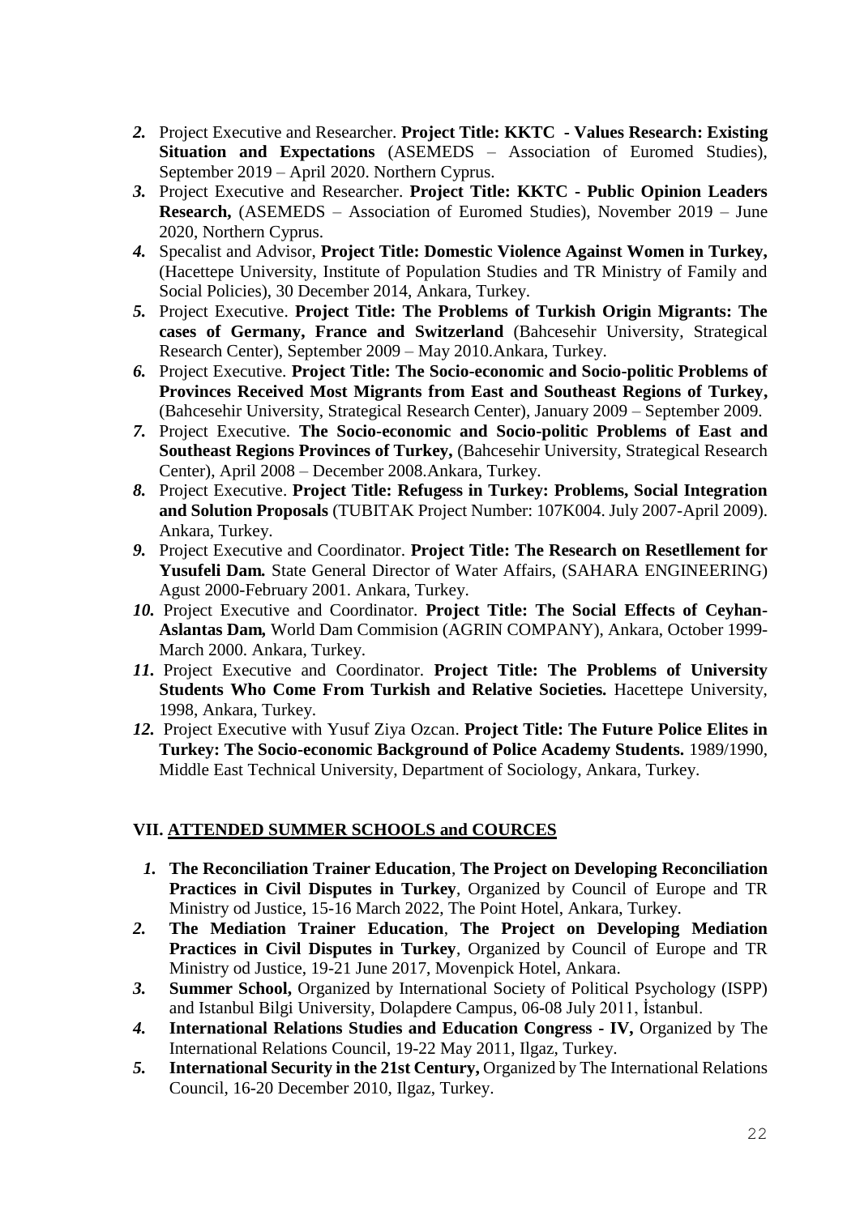2. Project Executive and Researcher. **Project Title: KKTC - Values Research: Existing Situation and Expectations** (ASEMEDS – Association of Euromed Studies), September 2019 – April 2020. Northern Cyprus.
3. Project Executive and Researcher. **Project Title: KKTC - Public Opinion Leaders Research,** (ASEMEDS – Association of Euromed Studies), November 2019 – June 2020, Northern Cyprus.
4. Specalist and Advisor, **Project Title: Domestic Violence Against Women in Turkey,** (Hacettepe University, Institute of Population Studies and TR Ministry of Family and Social Policies), 30 December 2014, Ankara, Turkey.
5. Project Executive. **Project Title: The Problems of Turkish Origin Migrants: The cases of Germany, France and Switzerland** (Bahcesehir University, Strategical Research Center), September 2009 – May 2010.Ankara, Turkey.
6. Project Executive. **Project Title: The Socio-economic and Socio-politic Problems of Provinces Received Most Migrants from East and Southeast Regions of Turkey,** (Bahcesehir University, Strategical Research Center), January 2009 – September 2009.
7. Project Executive. **The Socio-economic and Socio-politic Problems of East and Southeast Regions Provinces of Turkey,** (Bahcesehir University, Strategical Research Center), April 2008 – December 2008.Ankara, Turkey.
8. Project Executive. **Project Title: Refugess in Turkey: Problems, Social Integration and Solution Proposals** (TUBITAK Project Number: 107K004. July 2007-April 2009). Ankara, Turkey.
9. Project Executive and Coordinator. **Project Title: The Research on Resetllement for Yusufeli Dam.** State General Director of Water Affairs, (SAHARA ENGINEERING) Agust 2000-February 2001. Ankara, Turkey.
10. Project Executive and Coordinator. **Project Title: The Social Effects of Ceyhan-Aslantas Dam,** World Dam Commision (AGRIN COMPANY), Ankara, October 1999-March 2000. Ankara, Turkey.
11. Project Executive and Coordinator. **Project Title: The Problems of University Students Who Come From Turkish and Relative Societies.** Hacettepe University, 1998, Ankara, Turkey.
12. Project Executive with Yusuf Ziya Ozcan. **Project Title: The Future Police Elites in Turkey: The Socio-economic Background of Police Academy Students.** 1989/1990, Middle East Technical University, Department of Sociology, Ankara, Turkey.

## VII. ATTENDED SUMMER SCHOOLS and COURCES

1. **The Reconciliation Trainer Education**, **The Project on Developing Reconciliation Practices in Civil Disputes in Turkey**, Organized by Council of Europe and TR Ministry od Justice, 15-16 March 2022, The Point Hotel, Ankara, Turkey.
2. **The Mediation Trainer Education**, **The Project on Developing Mediation Practices in Civil Disputes in Turkey**, Organized by Council of Europe and TR Ministry od Justice, 19-21 June 2017, Movenpick Hotel, Ankara.
3. **Summer School,** Organized by International Society of Political Psychology (ISPP) and Istanbul Bilgi University, Dolapdere Campus, 06-08 July 2011, İstanbul.
4. **International Relations Studies and Education Congress - IV,** Organized by The International Relations Council, 19-22 May 2011, Ilgaz, Turkey.
5. **International Security in the 21st Century,** Organized by The International Relations Council, 16-20 December 2010, Ilgaz, Turkey.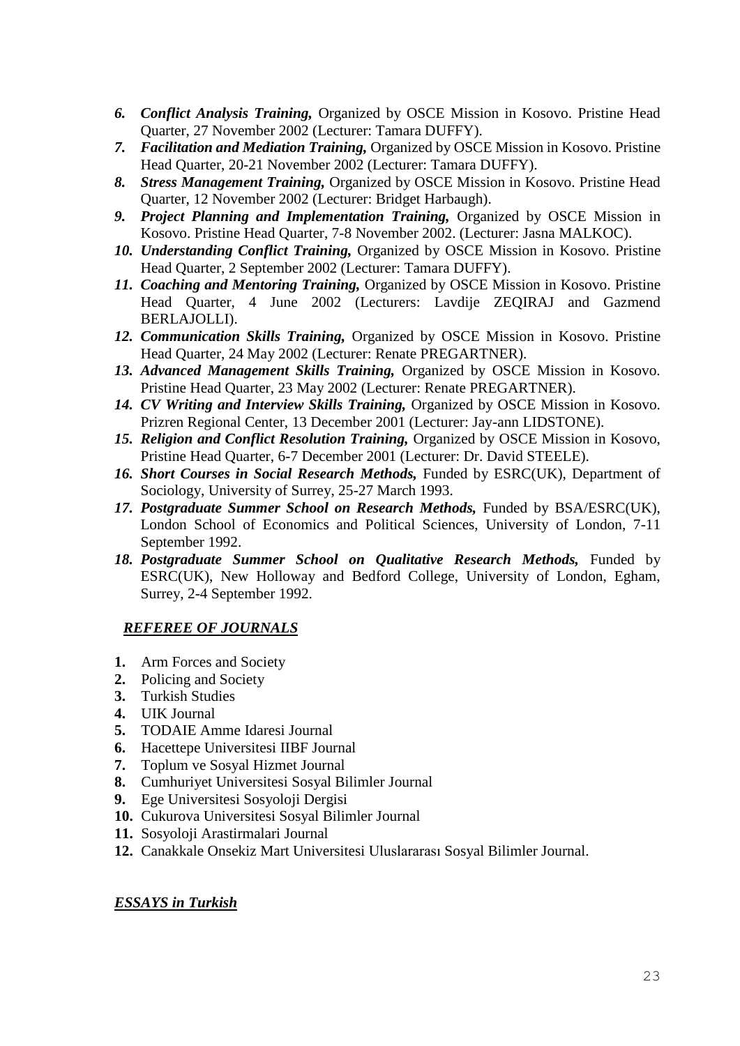6. ***Conflict Analysis Training,*** Organized by OSCE Mission in Kosovo. Pristine Head Quarter, 27 November 2002 (Lecturer: Tamara DUFFY).
7. ***Facilitation and Mediation Training,*** Organized by OSCE Mission in Kosovo. Pristine Head Quarter, 20-21 November 2002 (Lecturer: Tamara DUFFY).
8. ***Stress Management Training,*** Organized by OSCE Mission in Kosovo. Pristine Head Quarter, 12 November 2002 (Lecturer: Bridget Harbaugh).
9. ***Project Planning and Implementation Training,*** Organized by OSCE Mission in Kosovo. Pristine Head Quarter, 7-8 November 2002. (Lecturer: Jasna MALKOC).
10. ***Understanding Conflict Training,*** Organized by OSCE Mission in Kosovo. Pristine Head Quarter, 2 September 2002 (Lecturer: Tamara DUFFY).
11. ***Coaching and Mentoring Training,*** Organized by OSCE Mission in Kosovo. Pristine Head Quarter, 4 June 2002 (Lecturers: Lavdije ZEQIRAJ and Gazmend BERLAJOLLI).
12. ***Communication Skills Training,*** Organized by OSCE Mission in Kosovo. Pristine Head Quarter, 24 May 2002 (Lecturer: Renate PREGARTNER).
13. ***Advanced Management Skills Training,*** Organized by OSCE Mission in Kosovo. Pristine Head Quarter, 23 May 2002 (Lecturer: Renate PREGARTNER).
14. ***CV Writing and Interview Skills Training,*** Organized by OSCE Mission in Kosovo. Prizren Regional Center, 13 December 2001 (Lecturer: Jay-ann LIDSTONE).
15. ***Religion and Conflict Resolution Training,*** Organized by OSCE Mission in Kosovo, Pristine Head Quarter, 6-7 December 2001 (Lecturer: Dr. David STEELE).
16. ***Short Courses in Social Research Methods,*** Funded by ESRC(UK), Department of Sociology, University of Surrey, 25-27 March 1993.
17. ***Postgraduate Summer School on Research Methods,*** Funded by BSA/ESRC(UK), London School of Economics and Political Sciences, University of London, 7-11 September 1992.
18. ***Postgraduate Summer School on Qualitative Research Methods,*** Funded by ESRC(UK), New Holloway and Bedford College, University of London, Egham, Surrey, 2-4 September 1992.

## *REFEREE OF JOURNALS*

1. Arm Forces and Society
2. Policing and Society
3. Turkish Studies
4. UIK Journal
5. TODAIE Amme Idaresi Journal
6. Hacettepe Universitesi IIBF Journal
7. Toplum ve Sosyal Hizmet Journal
8. Cumhuriyet Universitesi Sosyal Bilimler Journal
9. Ege Universitesi Sosyoloji Dergisi
10. Cukurova Universitesi Sosyal Bilimler Journal
11. Sosyoloji Arastirmalari Journal
12. Canakkale Onsekiz Mart Universitesi Uluslararası Sosyal Bilimler Journal.

## *ESSAYS in Turkish*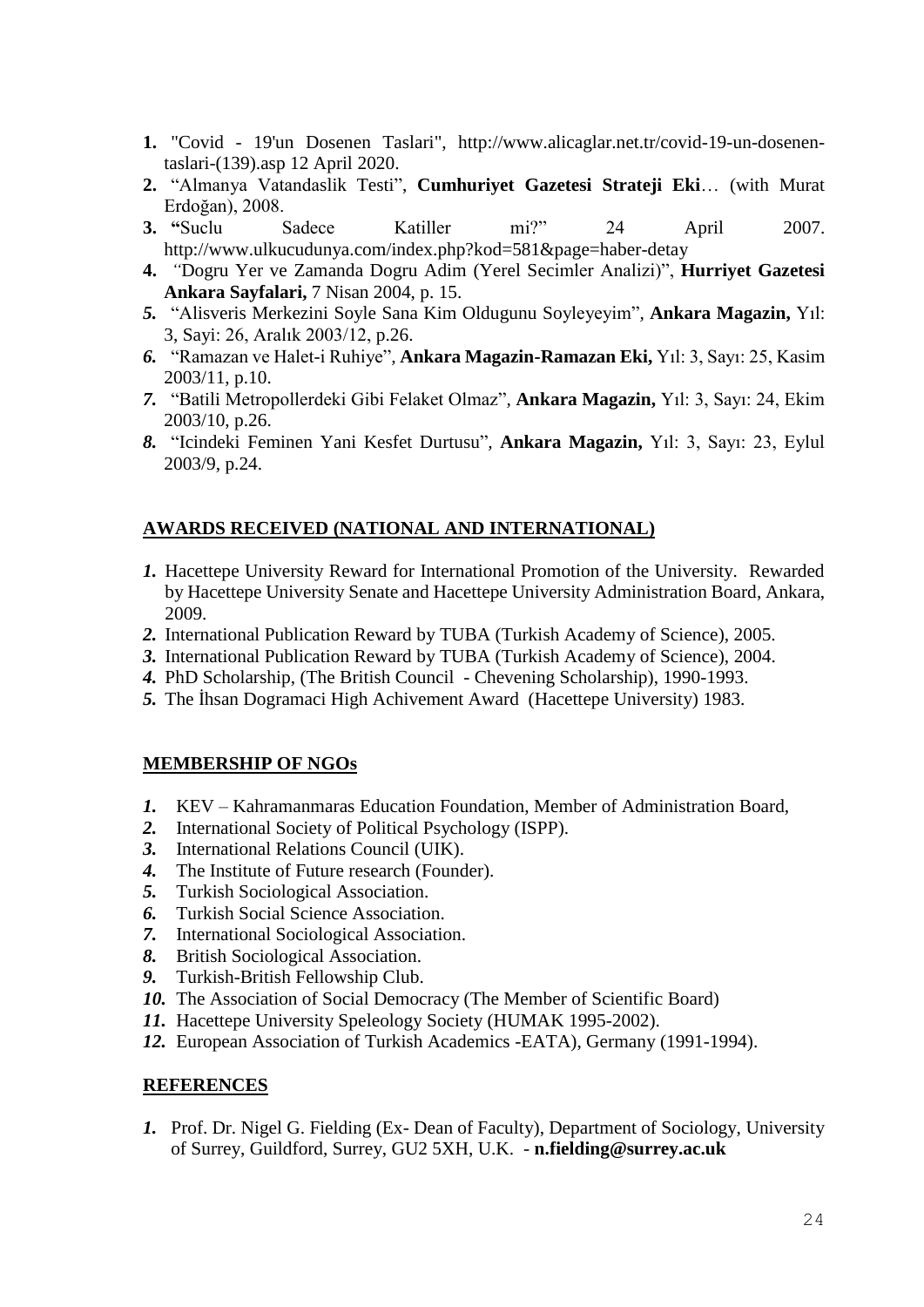1. "Covid - 19'un Dosenen Taslari", http://www.alicaglar.net.tr/covid-19-un-dosenen-taslari-(139).asp 12 April 2020.
2. "Almanya Vatandaslik Testi", **Cumhuriyet Gazetesi Strateji Eki**… (with Murat Erdoğan), 2008.
3. **"**Suclu Sadece Katiller mi?" 24 April 2007. http://www.ulkucudunya.com/index.php?kod=581&page=haber-detay
4. *"*Dogru Yer ve Zamanda Dogru Adim (Yerel Secimler Analizi)", **Hurriyet Gazetesi Ankara Sayfalari,** 7 Nisan 2004, p. 15.
5. "Alisveris Merkezini Soyle Sana Kim Oldugunu Soyleyeyim", **Ankara Magazin,** Yıl: 3, Sayi: 26, Aralık 2003/12, p.26.
6. "Ramazan ve Halet-i Ruhiye", **Ankara Magazin-Ramazan Eki,** Yıl: 3, Sayı: 25, Kasim 2003/11, p.10.
7. "Batili Metropollerdeki Gibi Felaket Olmaz", **Ankara Magazin,** Yıl: 3, Sayı: 24, Ekim 2003/10, p.26.
8. "Icindeki Feminen Yani Kesfet Durtusu", **Ankara Magazin,** Yıl: 3, Sayı: 23, Eylul 2003/9, p.24.

## AWARDS RECEIVED (NATIONAL AND INTERNATIONAL)

1. Hacettepe University Reward for International Promotion of the University. Rewarded by Hacettepe University Senate and Hacettepe University Administration Board, Ankara, 2009.
2. International Publication Reward by TUBA (Turkish Academy of Science), 2005.
3. International Publication Reward by TUBA (Turkish Academy of Science), 2004.
4. PhD Scholarship, (The British Council - Chevening Scholarship), 1990-1993.
5. The İhsan Dogramaci High Achivement Award (Hacettepe University) 1983.

## MEMBERSHIP OF NGOs

1. KEV – Kahramanmaras Education Foundation, Member of Administration Board,
2. International Society of Political Psychology (ISPP).
3. International Relations Council (UIK).
4. The Institute of Future research (Founder).
5. Turkish Sociological Association.
6. Turkish Social Science Association.
7. International Sociological Association.
8. British Sociological Association.
9. Turkish-British Fellowship Club.
10. The Association of Social Democracy (The Member of Scientific Board)
11. Hacettepe University Speleology Society (HUMAK 1995-2002).
12. European Association of Turkish Academics -EATA), Germany (1991-1994).

## REFERENCES

1. Prof. Dr. Nigel G. Fielding (Ex- Dean of Faculty), Department of Sociology, University of Surrey, Guildford, Surrey, GU2 5XH, U.K. - **n.fielding@surrey.ac.uk**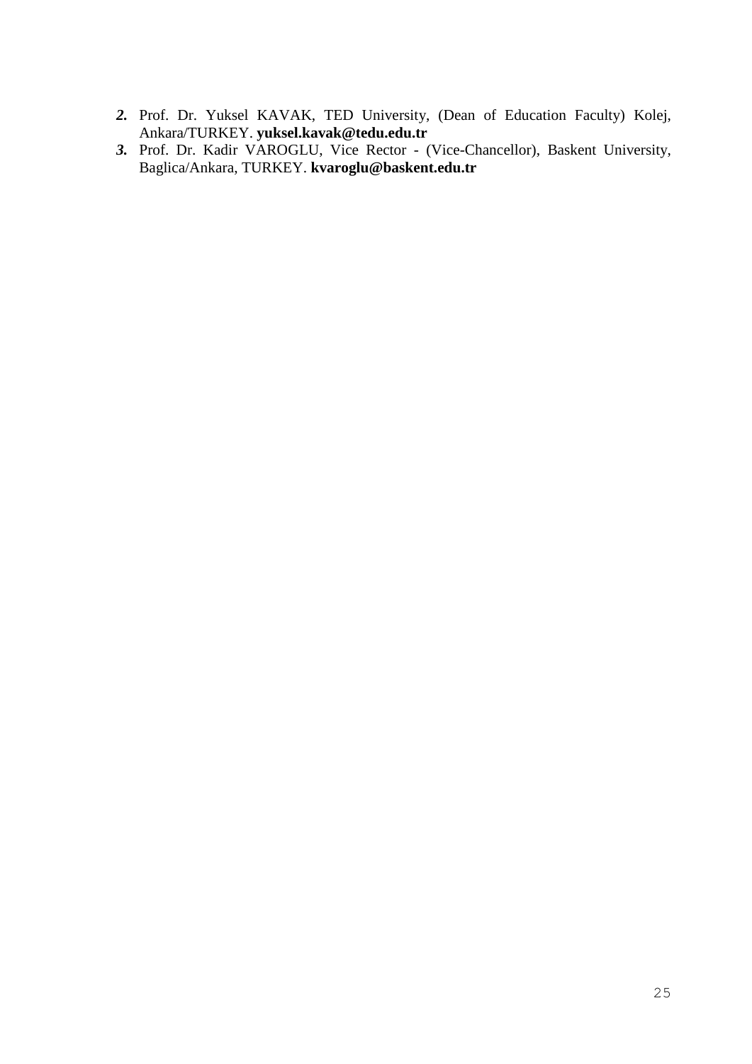2. Prof. Dr. Yuksel KAVAK, TED University, (Dean of Education Faculty) Kolej, Ankara/TURKEY. **yuksel.kavak@tedu.edu.tr**
3. Prof. Dr. Kadir VAROGLU, Vice Rector - (Vice-Chancellor), Baskent University, Baglica/Ankara, TURKEY. **kvaroglu@baskent.edu.tr**